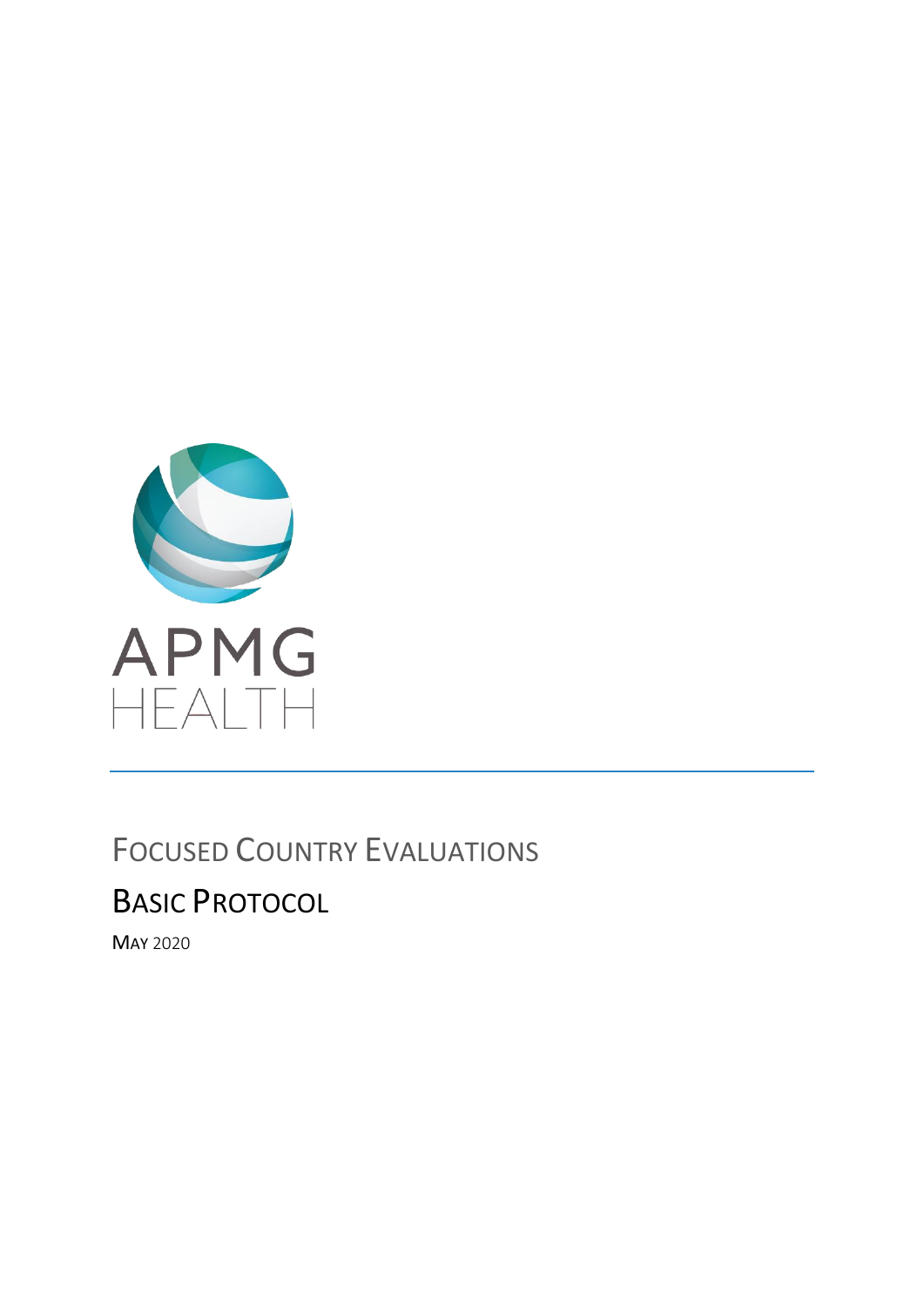APMG HEALTH

# Focused Country Evaluations

## Basic Protocol

May 2020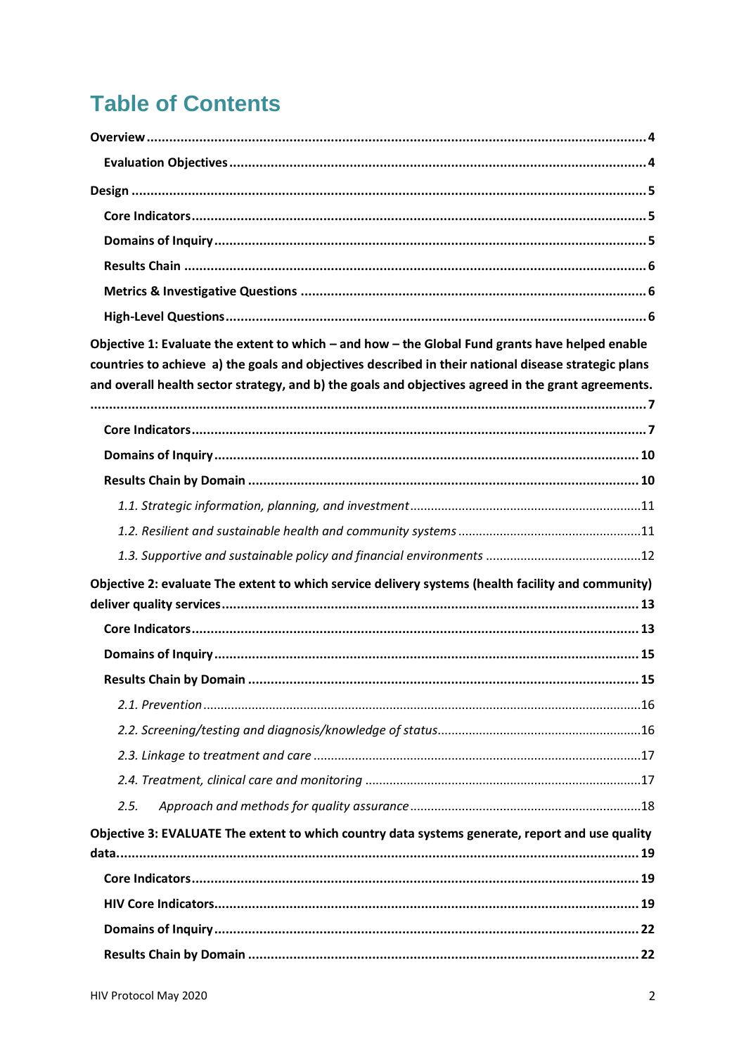# Table of Contents

**Overview** ... **4**

- **Evaluation Objectives** ... **4**

**Design** ... **5**

- **Core Indicators** ... **5**
- **Domains of Inquiry** ... **5**
- **Results Chain** ... **6**
- **Metrics & Investigative Questions** ... **6**
- **High-Level Questions** ... **6**

**Objective 1: Evaluate the extent to which – and how – the Global Fund grants have helped enable countries to achieve a) the goals and objectives described in their national disease strategic plans and overall health sector strategy, and b) the goals and objectives agreed in the grant agreements.** ... **7**

- **Core Indicators** ... **7**
- **Domains of Inquiry** ... **10**
- **Results Chain by Domain** ... **10**
  - *1.1. Strategic information, planning, and investment* ... 11
  - *1.2. Resilient and sustainable health and community systems* ... 11
  - *1.3. Supportive and sustainable policy and financial environments* ... 12

**Objective 2: evaluate The extent to which service delivery systems (health facility and community) deliver quality services** ... **13**

- **Core Indicators** ... **13**
- **Domains of Inquiry** ... **15**
- **Results Chain by Domain** ... **15**
  - *2.1. Prevention* ... 16
  - *2.2. Screening/testing and diagnosis/knowledge of status* ... 16
  - *2.3. Linkage to treatment and care* ... 17
  - *2.4. Treatment, clinical care and monitoring* ... 17
  - *2.5. Approach and methods for quality assurance* ... 18

**Objective 3: EVALUATE The extent to which country data systems generate, report and use quality data** ... **19**

- **Core Indicators** ... **19**
- **HIV Core Indicators** ... **19**
- **Domains of Inquiry** ... **22**
- **Results Chain by Domain** ... **22**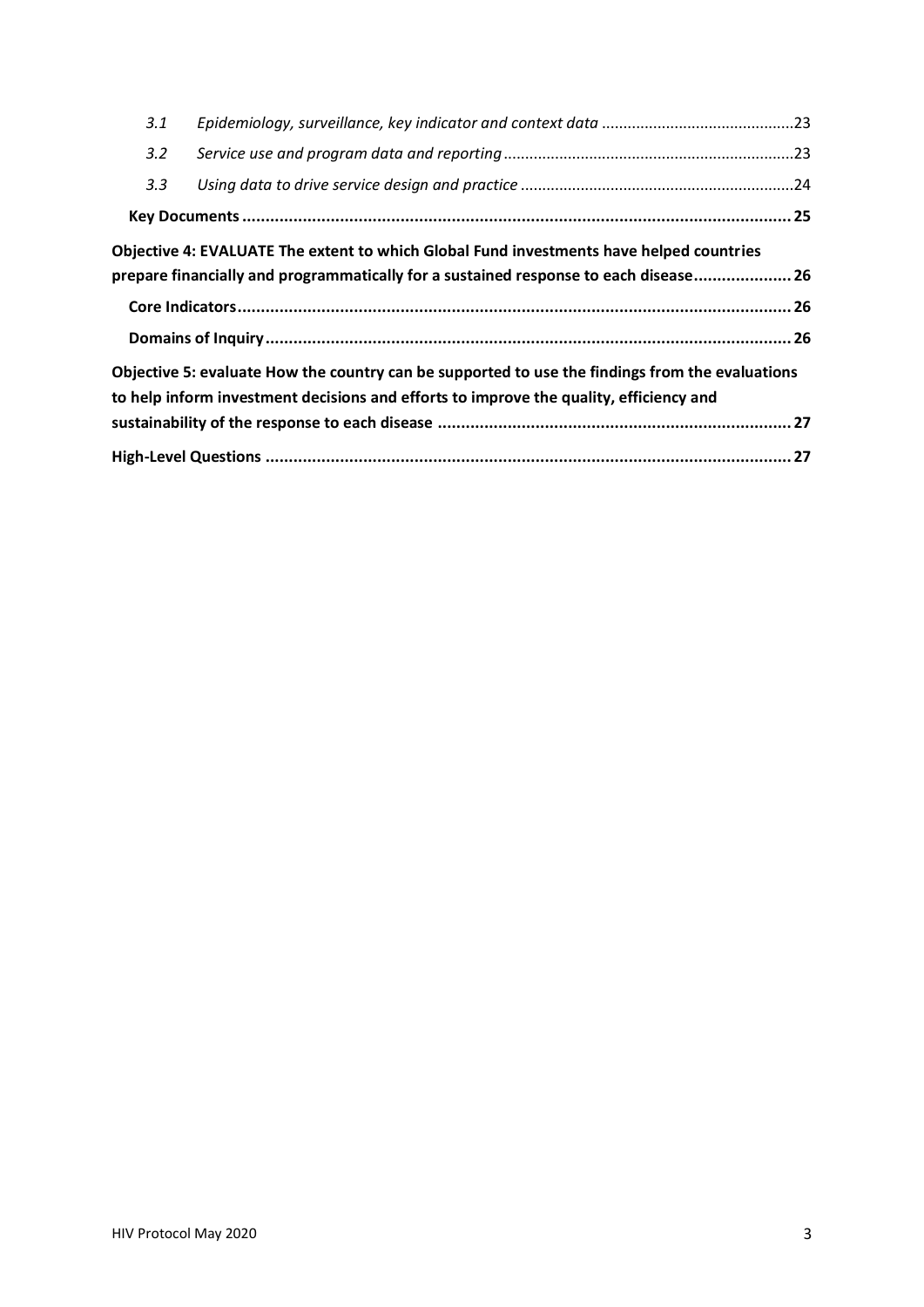*3.1 Epidemiology, surveillance, key indicator and context data* ............................................23

*3.2 Service use and program data and reporting* ..................................................................23

*3.3 Using data to drive service design and practice* ...............................................................24

**Key Documents** ...................................................................................................................... 25

**Objective 4: EVALUATE The extent to which Global Fund investments have helped countries prepare financially and programmatically for a sustained response to each disease**..................... 26

**Core Indicators**...................................................................................................................... 26

**Domains of Inquiry**................................................................................................................ 26

**Objective 5: evaluate How the country can be supported to use the findings from the evaluations to help inform investment decisions and efforts to improve the quality, efficiency and sustainability of the response to each disease** ............................................................................ 27

**High-Level Questions** ................................................................................................................ 27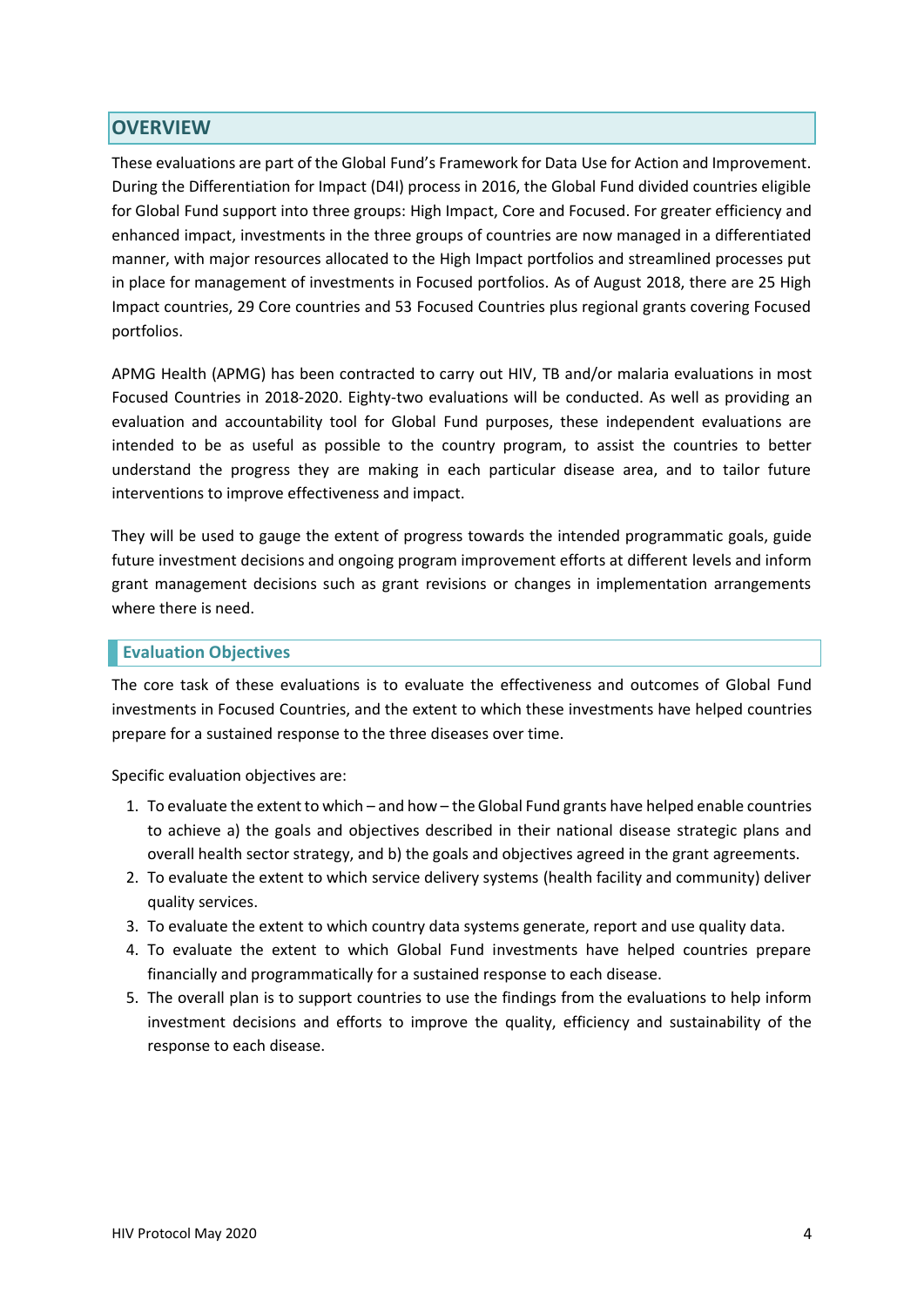## OVERVIEW

These evaluations are part of the Global Fund's Framework for Data Use for Action and Improvement. During the Differentiation for Impact (D4I) process in 2016, the Global Fund divided countries eligible for Global Fund support into three groups: High Impact, Core and Focused. For greater efficiency and enhanced impact, investments in the three groups of countries are now managed in a differentiated manner, with major resources allocated to the High Impact portfolios and streamlined processes put in place for management of investments in Focused portfolios. As of August 2018, there are 25 High Impact countries, 29 Core countries and 53 Focused Countries plus regional grants covering Focused portfolios.

APMG Health (APMG) has been contracted to carry out HIV, TB and/or malaria evaluations in most Focused Countries in 2018-2020. Eighty-two evaluations will be conducted. As well as providing an evaluation and accountability tool for Global Fund purposes, these independent evaluations are intended to be as useful as possible to the country program, to assist the countries to better understand the progress they are making in each particular disease area, and to tailor future interventions to improve effectiveness and impact.

They will be used to gauge the extent of progress towards the intended programmatic goals, guide future investment decisions and ongoing program improvement efforts at different levels and inform grant management decisions such as grant revisions or changes in implementation arrangements where there is need.

### Evaluation Objectives

The core task of these evaluations is to evaluate the effectiveness and outcomes of Global Fund investments in Focused Countries, and the extent to which these investments have helped countries prepare for a sustained response to the three diseases over time.

Specific evaluation objectives are:

1. To evaluate the extent to which – and how – the Global Fund grants have helped enable countries to achieve a) the goals and objectives described in their national disease strategic plans and overall health sector strategy, and b) the goals and objectives agreed in the grant agreements.
2. To evaluate the extent to which service delivery systems (health facility and community) deliver quality services.
3. To evaluate the extent to which country data systems generate, report and use quality data.
4. To evaluate the extent to which Global Fund investments have helped countries prepare financially and programmatically for a sustained response to each disease.
5. The overall plan is to support countries to use the findings from the evaluations to help inform investment decisions and efforts to improve the quality, efficiency and sustainability of the response to each disease.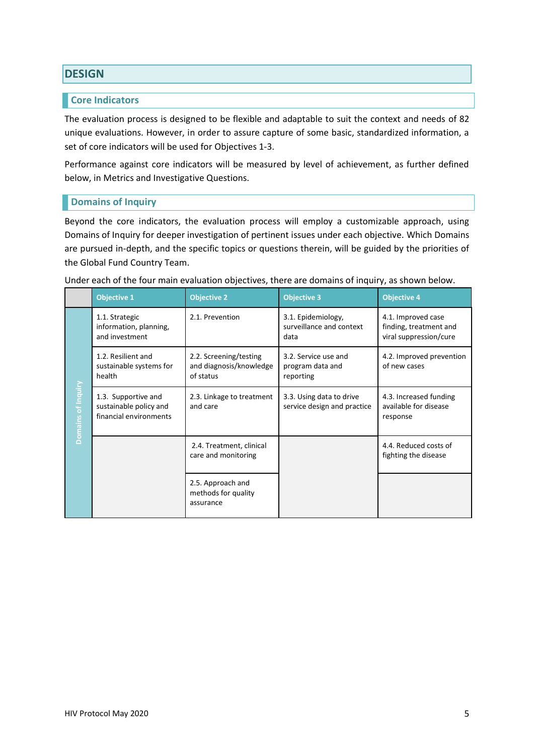# DESIGN

## Core Indicators

The evaluation process is designed to be flexible and adaptable to suit the context and needs of 82 unique evaluations. However, in order to assure capture of some basic, standardized information, a set of core indicators will be used for Objectives 1-3.

Performance against core indicators will be measured by level of achievement, as further defined below, in Metrics and Investigative Questions.

## Domains of Inquiry

Beyond the core indicators, the evaluation process will employ a customizable approach, using Domains of Inquiry for deeper investigation of pertinent issues under each objective. Which Domains are pursued in-depth, and the specific topics or questions therein, will be guided by the priorities of the Global Fund Country Team.

Under each of the four main evaluation objectives, there are domains of inquiry, as shown below.

| | Objective 1 | Objective 2 | Objective 3 | Objective 4 |
|---|---|---|---|---|
| Domains of Inquiry | 1.1. Strategic information, planning, and investment | 2.1. Prevention | 3.1. Epidemiology, surveillance and context data | 4.1. Improved case finding, treatment and viral suppression/cure |
| | 1.2. Resilient and sustainable systems for health | 2.2. Screening/testing and diagnosis/knowledge of status | 3.2. Service use and program data and reporting | 4.2. Improved prevention of new cases |
| | 1.3. Supportive and sustainable policy and financial environments | 2.3. Linkage to treatment and care | 3.3. Using data to drive service design and practice | 4.3. Increased funding available for disease response |
| | | 2.4. Treatment, clinical care and monitoring | | 4.4. Reduced costs of fighting the disease |
| | | 2.5. Approach and methods for quality assurance | | |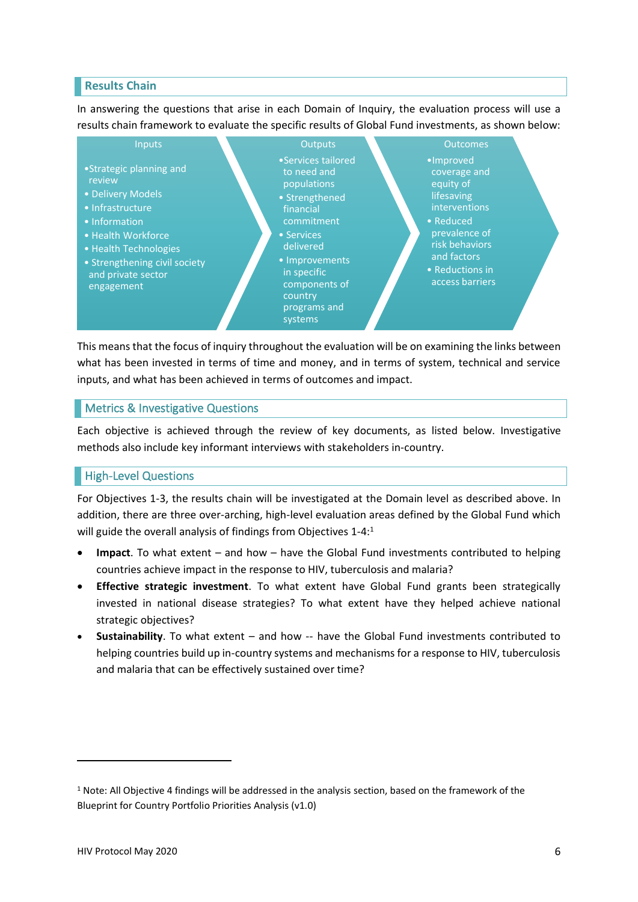## Results Chain

In answering the questions that arise in each Domain of Inquiry, the evaluation process will use a results chain framework to evaluate the specific results of Global Fund investments, as shown below:

| Inputs | Outputs | Outcomes |
| --- | --- | --- |
| • Strategic planning and review<br>• Delivery Models<br>• Infrastructure<br>• Information<br>• Health Workforce<br>• Health Technologies<br>• Strengthening civil society and private sector engagement | • Services tailored to need and populations<br>• Strengthened financial commitment<br>• Services delivered<br>• Improvements in specific components of country programs and systems | • Improved coverage and equity of lifesaving interventions<br>• Reduced prevalence of risk behaviors and factors<br>• Reductions in access barriers |

This means that the focus of inquiry throughout the evaluation will be on examining the links between what has been invested in terms of time and money, and in terms of system, technical and service inputs, and what has been achieved in terms of outcomes and impact.

## Metrics & Investigative Questions

Each objective is achieved through the review of key documents, as listed below. Investigative methods also include key informant interviews with stakeholders in-country.

## High-Level Questions

For Objectives 1-3, the results chain will be investigated at the Domain level as described above. In addition, there are three over-arching, high-level evaluation areas defined by the Global Fund which will guide the overall analysis of findings from Objectives 1-4:[1]

- **Impact**. To what extent – and how – have the Global Fund investments contributed to helping countries achieve impact in the response to HIV, tuberculosis and malaria?
- **Effective strategic investment**. To what extent have Global Fund grants been strategically invested in national disease strategies? To what extent have they helped achieve national strategic objectives?
- **Sustainability**. To what extent – and how -- have the Global Fund investments contributed to helping countries build up in-country systems and mechanisms for a response to HIV, tuberculosis and malaria that can be effectively sustained over time?

[1] Note: All Objective 4 findings will be addressed in the analysis section, based on the framework of the Blueprint for Country Portfolio Priorities Analysis (v1.0)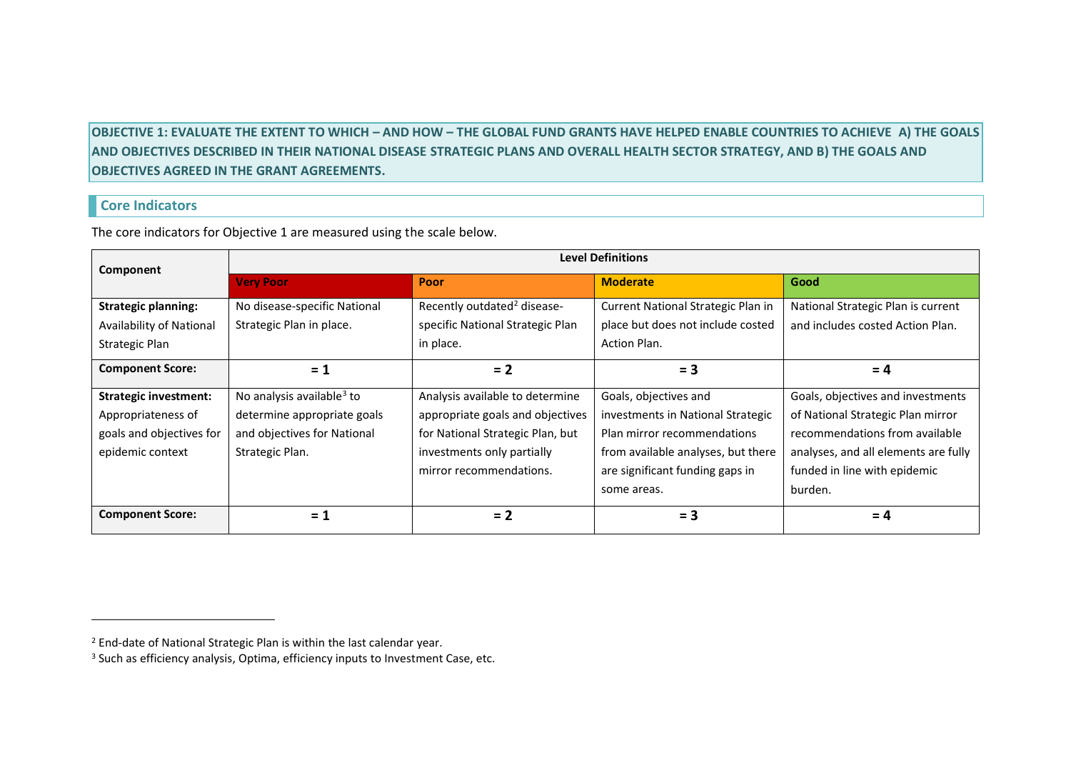**OBJECTIVE 1: EVALUATE THE EXTENT TO WHICH – AND HOW – THE GLOBAL FUND GRANTS HAVE HELPED ENABLE COUNTRIES TO ACHIEVE A) THE GOALS AND OBJECTIVES DESCRIBED IN THEIR NATIONAL DISEASE STRATEGIC PLANS AND OVERALL HEALTH SECTOR STRATEGY, AND B) THE GOALS AND OBJECTIVES AGREED IN THE GRANT AGREEMENTS.**

## Core Indicators

The core indicators for Objective 1 are measured using the scale below.

| Component | Level Definitions | | | |
|---|---|---|---|---|
| | **Very Poor** | **Poor** | **Moderate** | **Good** |
| **Strategic planning:** Availability of National Strategic Plan | No disease-specific National Strategic Plan in place. | Recently outdated[2] disease-specific National Strategic Plan in place. | Current National Strategic Plan in place but does not include costed Action Plan. | National Strategic Plan is current and includes costed Action Plan. |
| **Component Score:** | **= 1** | **= 2** | **= 3** | **= 4** |
| **Strategic investment:** Appropriateness of goals and objectives for epidemic context | No analysis available[3] to determine appropriate goals and objectives for National Strategic Plan. | Analysis available to determine appropriate goals and objectives for National Strategic Plan, but investments only partially mirror recommendations. | Goals, objectives and investments in National Strategic Plan mirror recommendations from available analyses, but there are significant funding gaps in some areas. | Goals, objectives and investments of National Strategic Plan mirror recommendations from available analyses, and all elements are fully funded in line with epidemic burden. |
| **Component Score:** | **= 1** | **= 2** | **= 3** | **= 4** |

[2] End-date of National Strategic Plan is within the last calendar year.

[3] Such as efficiency analysis, Optima, efficiency inputs to Investment Case, etc.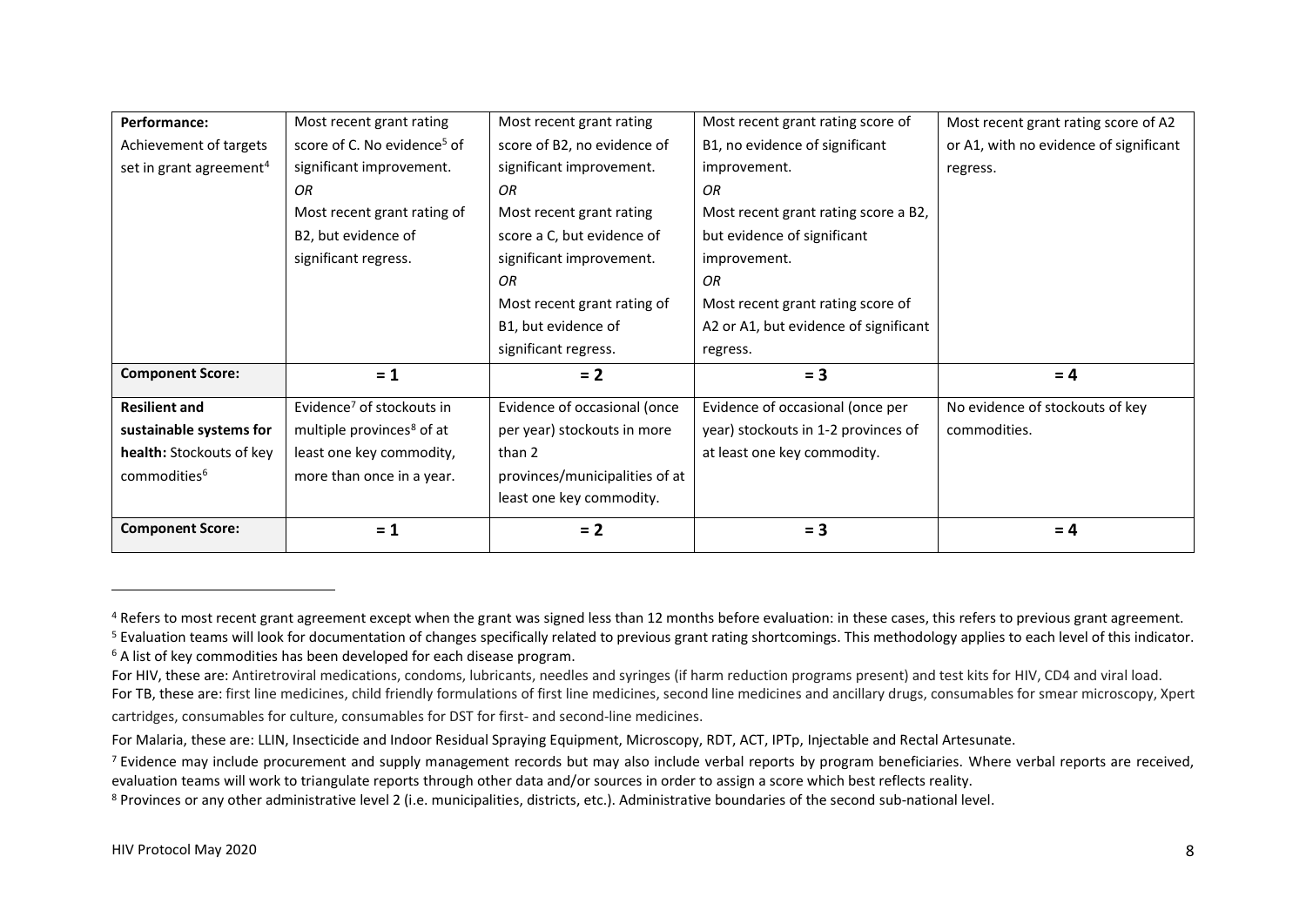| **Performance:** Achievement of targets set in grant agreement[4] | Most recent grant rating score of C. No evidence[5] of significant improvement. *OR* Most recent grant rating of B2, but evidence of significant regress. | Most recent grant rating score of B2, no evidence of significant improvement. *OR* Most recent grant rating score a C, but evidence of significant improvement. *OR* Most recent grant rating of B1, but evidence of significant regress. | Most recent grant rating score of B1, no evidence of significant improvement. *OR* Most recent grant rating score a B2, but evidence of significant improvement. *OR* Most recent grant rating score of A2 or A1, but evidence of significant regress. | Most recent grant rating score of A2 or A1, with no evidence of significant regress. |
|---|---|---|---|---|
| **Component Score:** | **= 1** | **= 2** | **= 3** | **= 4** |
| **Resilient and sustainable systems for health:** Stockouts of key commodities[6] | Evidence[7] of stockouts in multiple provinces[8] of at least one key commodity, more than once in a year. | Evidence of occasional (once per year) stockouts in more than 2 provinces/municipalities of at least one key commodity. | Evidence of occasional (once per year) stockouts in 1-2 provinces of at least one key commodity. | No evidence of stockouts of key commodities. |
| **Component Score:** | **= 1** | **= 2** | **= 3** | **= 4** |

[4] Refers to most recent grant agreement except when the grant was signed less than 12 months before evaluation: in these cases, this refers to previous grant agreement.

[5] Evaluation teams will look for documentation of changes specifically related to previous grant rating shortcomings. This methodology applies to each level of this indicator.

[6] A list of key commodities has been developed for each disease program.

For HIV, these are: Antiretroviral medications, condoms, lubricants, needles and syringes (if harm reduction programs present) and test kits for HIV, CD4 and viral load.

For TB, these are: first line medicines, child friendly formulations of first line medicines, second line medicines and ancillary drugs, consumables for smear microscopy, Xpert cartridges, consumables for culture, consumables for DST for first- and second-line medicines.

For Malaria, these are: LLIN, Insecticide and Indoor Residual Spraying Equipment, Microscopy, RDT, ACT, IPTp, Injectable and Rectal Artesunate.

[7] Evidence may include procurement and supply management records but may also include verbal reports by program beneficiaries. Where verbal reports are received, evaluation teams will work to triangulate reports through other data and/or sources in order to assign a score which best reflects reality.

[8] Provinces or any other administrative level 2 (i.e. municipalities, districts, etc.). Administrative boundaries of the second sub-national level.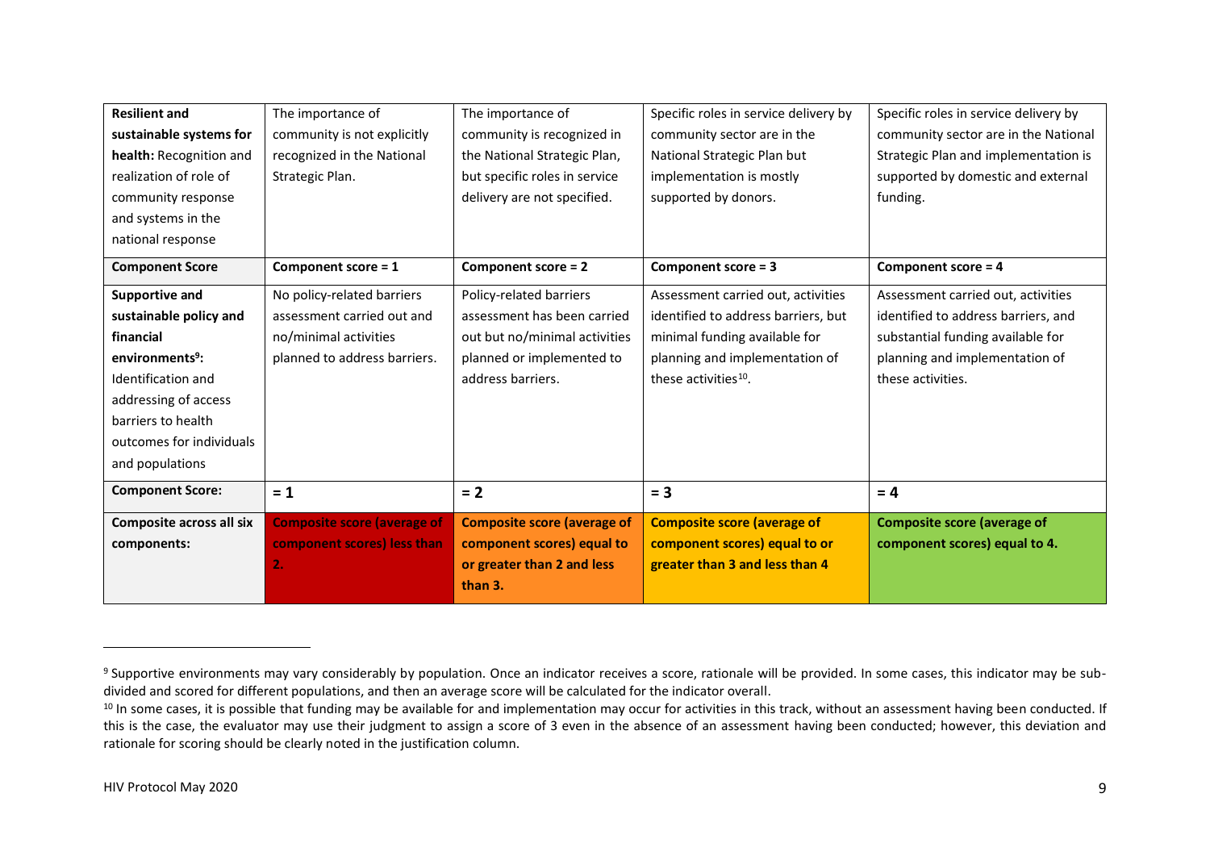| **Resilient and sustainable systems for health:** Recognition and realization of role of community response and systems in the national response | The importance of community is not explicitly recognized in the National Strategic Plan. | The importance of community is recognized in the National Strategic Plan, but specific roles in service delivery are not specified. | Specific roles in service delivery by community sector are in the National Strategic Plan but implementation is mostly supported by donors. | Specific roles in service delivery by community sector are in the National Strategic Plan and implementation is supported by domestic and external funding. |
|---|---|---|---|---|
| **Component Score** | **Component score = 1** | **Component score = 2** | **Component score = 3** | **Component score = 4** |
| **Supportive and sustainable policy and financial environments[9]:** Identification and addressing of access barriers to health outcomes for individuals and populations | No policy-related barriers assessment carried out and no/minimal activities planned to address barriers. | Policy-related barriers assessment has been carried out but no/minimal activities planned or implemented to address barriers. | Assessment carried out, activities identified to address barriers, but minimal funding available for planning and implementation of these activities[10]. | Assessment carried out, activities identified to address barriers, and substantial funding available for planning and implementation of these activities. |
| **Component Score:** | **= 1** | **= 2** | **= 3** | **= 4** |
| **Composite across all six components:** | **Composite score (average of component scores) less than 2.** | **Composite score (average of component scores) equal to or greater than 2 and less than 3.** | **Composite score (average of component scores) equal to or greater than 3 and less than 4** | **Composite score (average of component scores) equal to 4.** |

[9] Supportive environments may vary considerably by population. Once an indicator receives a score, rationale will be provided. In some cases, this indicator may be sub-divided and scored for different populations, and then an average score will be calculated for the indicator overall.

[10] In some cases, it is possible that funding may be available for and implementation may occur for activities in this track, without an assessment having been conducted. If this is the case, the evaluator may use their judgment to assign a score of 3 even in the absence of an assessment having been conducted; however, this deviation and rationale for scoring should be clearly noted in the justification column.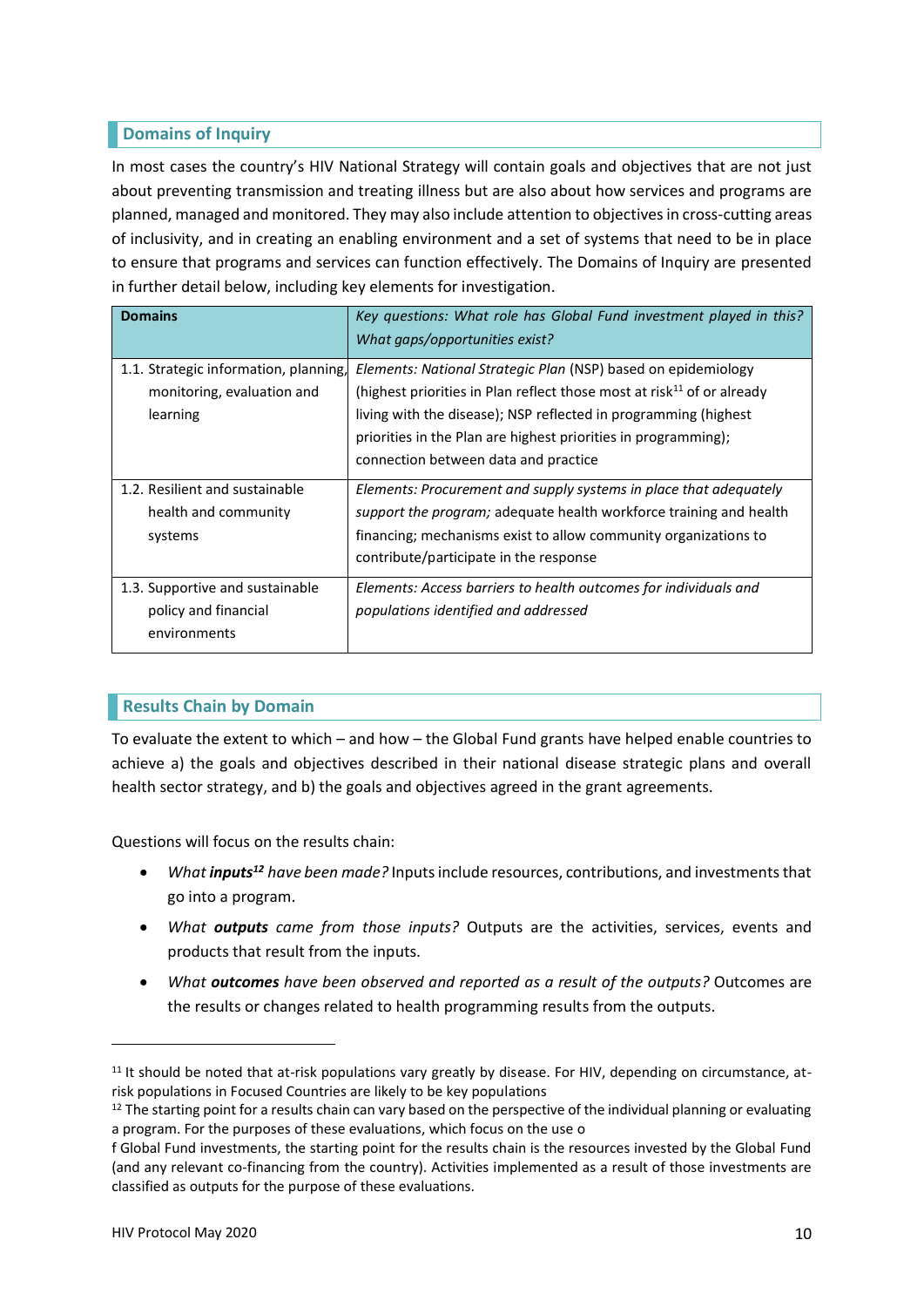## Domains of Inquiry

In most cases the country's HIV National Strategy will contain goals and objectives that are not just about preventing transmission and treating illness but are also about how services and programs are planned, managed and monitored. They may also include attention to objectives in cross-cutting areas of inclusivity, and in creating an enabling environment and a set of systems that need to be in place to ensure that programs and services can function effectively. The Domains of Inquiry are presented in further detail below, including key elements for investigation.

| **Domains** | *Key questions: What role has Global Fund investment played in this? What gaps/opportunities exist?* |
|---|---|
| 1.1. Strategic information, planning, monitoring, evaluation and learning | *Elements: National Strategic Plan* (NSP) based on epidemiology (highest priorities in Plan reflect those most at risk[11] of or already living with the disease); NSP reflected in programming (highest priorities in the Plan are highest priorities in programming); connection between data and practice |
| 1.2. Resilient and sustainable health and community systems | *Elements: Procurement and supply systems in place that adequately support the program;* adequate health workforce training and health financing; mechanisms exist to allow community organizations to contribute/participate in the response |
| 1.3. Supportive and sustainable policy and financial environments | *Elements: Access barriers to health outcomes for individuals and populations identified and addressed* |

## Results Chain by Domain

To evaluate the extent to which – and how – the Global Fund grants have helped enable countries to achieve a) the goals and objectives described in their national disease strategic plans and overall health sector strategy, and b) the goals and objectives agreed in the grant agreements.

Questions will focus on the results chain:

- *What **inputs**[12] have been made?* Inputs include resources, contributions, and investments that go into a program.
- *What **outputs** came from those inputs?* Outputs are the activities, services, events and products that result from the inputs.
- *What **outcomes** have been observed and reported as a result of the outputs?* Outcomes are the results or changes related to health programming results from the outputs.

---

[11] It should be noted that at-risk populations vary greatly by disease. For HIV, depending on circumstance, at-risk populations in Focused Countries are likely to be key populations

[12] The starting point for a results chain can vary based on the perspective of the individual planning or evaluating a program. For the purposes of these evaluations, which focus on the use o
f Global Fund investments, the starting point for the results chain is the resources invested by the Global Fund (and any relevant co-financing from the country). Activities implemented as a result of those investments are classified as outputs for the purpose of these evaluations.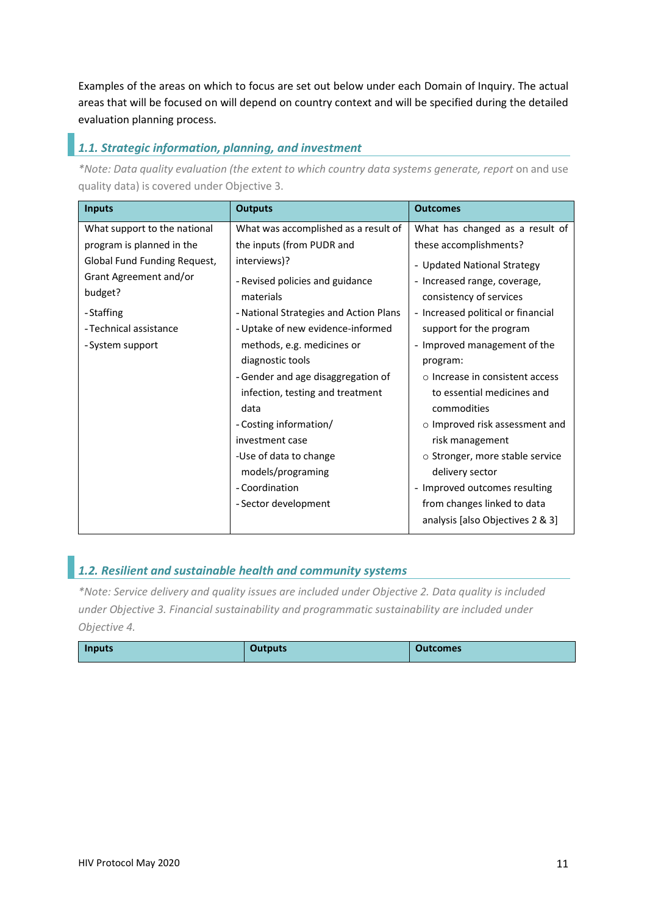Examples of the areas on which to focus are set out below under each Domain of Inquiry. The actual areas that will be focused on will depend on country context and will be specified during the detailed evaluation planning process.

### 1.1. Strategic information, planning, and investment

*\*Note: Data quality evaluation (the extent to which country data systems generate, report* on and use quality data) is covered under Objective 3.

| Inputs | Outputs | Outcomes |
|---|---|---|
| What support to the national program is planned in the Global Fund Funding Request, Grant Agreement and/or budget?<br>- Staffing<br>- Technical assistance<br>- System support | What was accomplished as a result of the inputs (from PUDR and interviews)?<br>- Revised policies and guidance materials<br>- National Strategies and Action Plans<br>- Uptake of new evidence-informed methods, e.g. medicines or diagnostic tools<br>- Gender and age disaggregation of infection, testing and treatment data<br>- Costing information/ investment case<br>- Use of data to change models/programing<br>- Coordination<br>- Sector development | What has changed as a result of these accomplishments?<br>- Updated National Strategy<br>- Increased range, coverage, consistency of services<br>- Increased political or financial support for the program<br>- Improved management of the program:<br>  ○ Increase in consistent access to essential medicines and commodities<br>  ○ Improved risk assessment and risk management<br>  ○ Stronger, more stable service delivery sector<br>- Improved outcomes resulting from changes linked to data analysis [also Objectives 2 & 3] |

### 1.2. Resilient and sustainable health and community systems

*\*Note: Service delivery and quality issues are included under Objective 2. Data quality is included under Objective 3. Financial sustainability and programmatic sustainability are included under Objective 4.*

| Inputs | Outputs | Outcomes |
|---|---|---|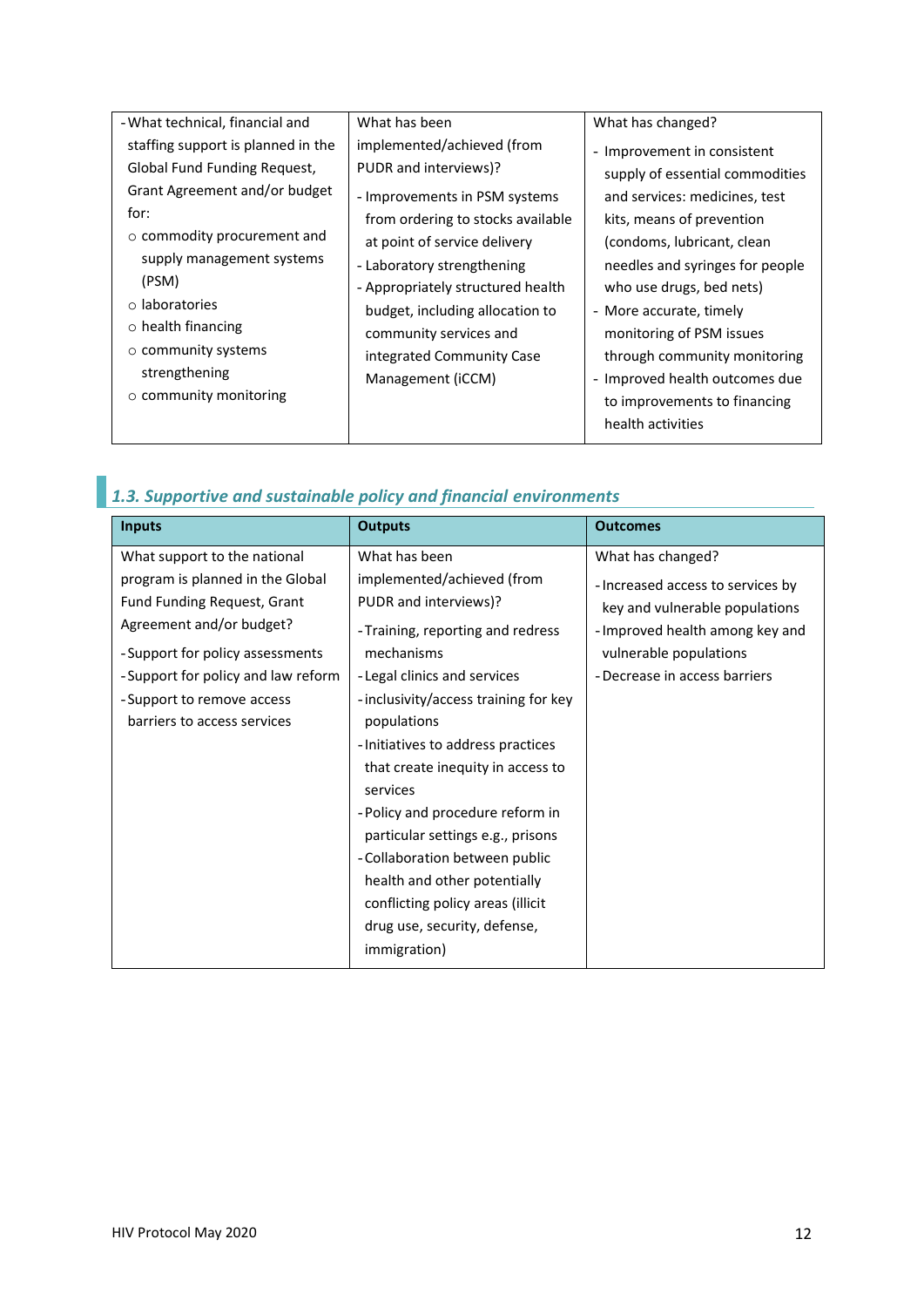| - What technical, financial and staffing support is planned in the Global Fund Funding Request, Grant Agreement and/or budget for:<br>○ commodity procurement and supply management systems (PSM)<br>○ laboratories<br>○ health financing<br>○ community systems strengthening<br>○ community monitoring | What has been implemented/achieved (from PUDR and interviews)?<br>- Improvements in PSM systems from ordering to stocks available at point of service delivery<br>- Laboratory strengthening<br>- Appropriately structured health budget, including allocation to community services and integrated Community Case Management (iCCM) | What has changed?<br>- Improvement in consistent supply of essential commodities and services: medicines, test kits, means of prevention (condoms, lubricant, clean needles and syringes for people who use drugs, bed nets)<br>- More accurate, timely monitoring of PSM issues through community monitoring<br>- Improved health outcomes due to improvements to financing health activities |
|---|---|---|

## *1.3. Supportive and sustainable policy and financial environments*

| Inputs | Outputs | Outcomes |
|---|---|---|
| What support to the national program is planned in the Global Fund Funding Request, Grant Agreement and/or budget?<br>- Support for policy assessments<br>- Support for policy and law reform<br>- Support to remove access barriers to access services | What has been implemented/achieved (from PUDR and interviews)?<br>- Training, reporting and redress mechanisms<br>- Legal clinics and services<br>- inclusivity/access training for key populations<br>- Initiatives to address practices that create inequity in access to services<br>- Policy and procedure reform in particular settings e.g., prisons<br>- Collaboration between public health and other potentially conflicting policy areas (illicit drug use, security, defense, immigration) | What has changed?<br>- Increased access to services by key and vulnerable populations<br>- Improved health among key and vulnerable populations<br>- Decrease in access barriers |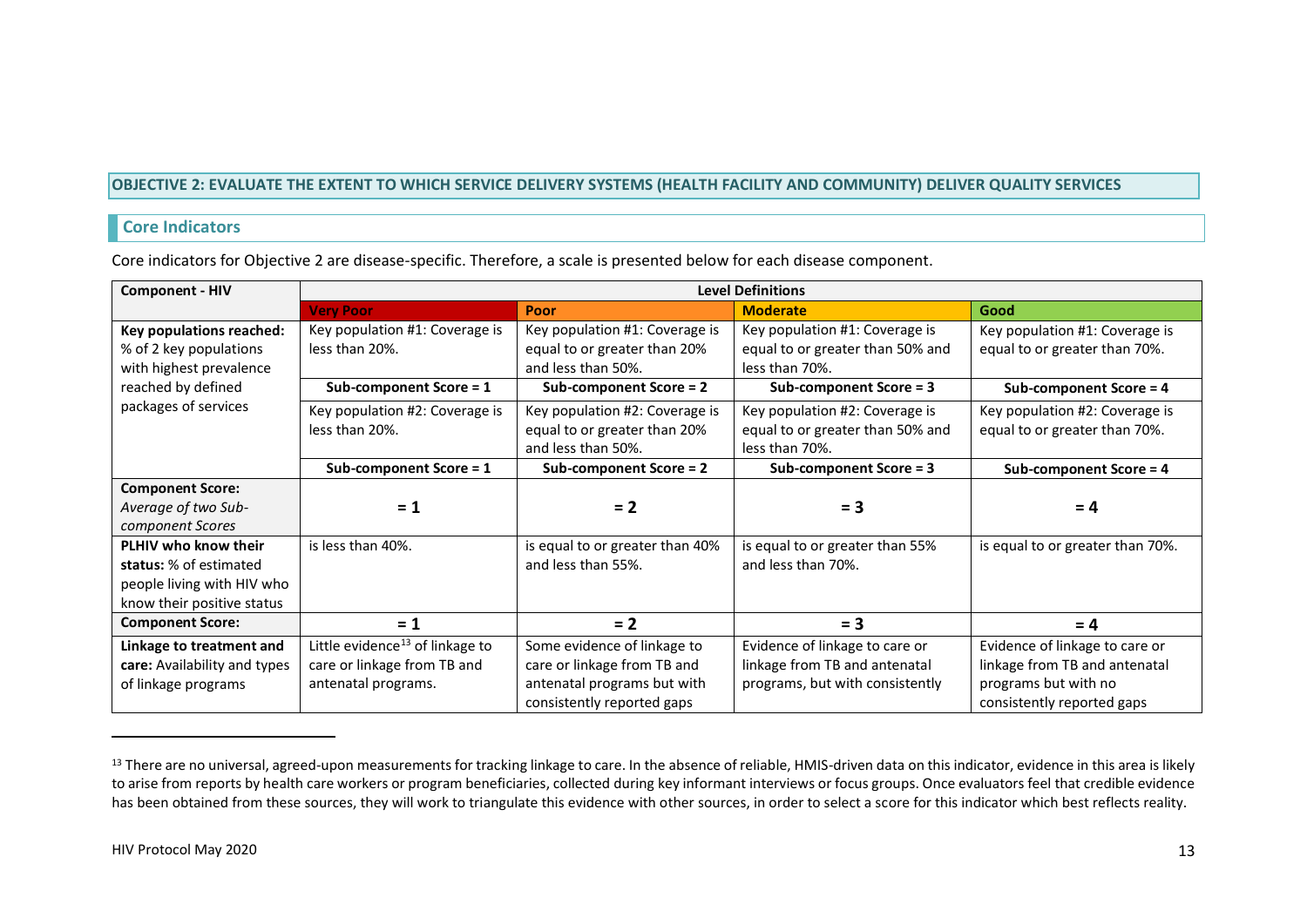## OBJECTIVE 2: EVALUATE THE EXTENT TO WHICH SERVICE DELIVERY SYSTEMS (HEALTH FACILITY AND COMMUNITY) DELIVER QUALITY SERVICES

### Core Indicators

Core indicators for Objective 2 are disease-specific. Therefore, a scale is presented below for each disease component.

| Component - HIV | Level Definitions | | | |
|---|---|---|---|---|
| | Very Poor | Poor | Moderate | Good |
| **Key populations reached:** % of 2 key populations with highest prevalence reached by defined packages of services | Key population #1: Coverage is less than 20%. | Key population #1: Coverage is equal to or greater than 20% and less than 50%. | Key population #1: Coverage is equal to or greater than 50% and less than 70%. | Key population #1: Coverage is equal to or greater than 70%. |
| | **Sub-component Score = 1** | **Sub-component Score = 2** | **Sub-component Score = 3** | **Sub-component Score = 4** |
| | Key population #2: Coverage is less than 20%. | Key population #2: Coverage is equal to or greater than 20% and less than 50%. | Key population #2: Coverage is equal to or greater than 50% and less than 70%. | Key population #2: Coverage is equal to or greater than 70%. |
| | **Sub-component Score = 1** | **Sub-component Score = 2** | **Sub-component Score = 3** | **Sub-component Score = 4** |
| **Component Score:** *Average of two Sub-component Scores* | **= 1** | **= 2** | **= 3** | **= 4** |
| **PLHIV who know their status:** % of estimated people living with HIV who know their positive status | is less than 40%. | is equal to or greater than 40% and less than 55%. | is equal to or greater than 55% and less than 70%. | is equal to or greater than 70%. |
| **Component Score:** | **= 1** | **= 2** | **= 3** | **= 4** |
| **Linkage to treatment and care:** Availability and types of linkage programs | Little evidence[13] of linkage to care or linkage from TB and antenatal programs. | Some evidence of linkage to care or linkage from TB and antenatal programs but with consistently reported gaps | Evidence of linkage to care or linkage from TB and antenatal programs, but with consistently | Evidence of linkage to care or linkage from TB and antenatal programs but with no consistently reported gaps |

[13] There are no universal, agreed-upon measurements for tracking linkage to care. In the absence of reliable, HMIS-driven data on this indicator, evidence in this area is likely to arise from reports by health care workers or program beneficiaries, collected during key informant interviews or focus groups. Once evaluators feel that credible evidence has been obtained from these sources, they will work to triangulate this evidence with other sources, in order to select a score for this indicator which best reflects reality.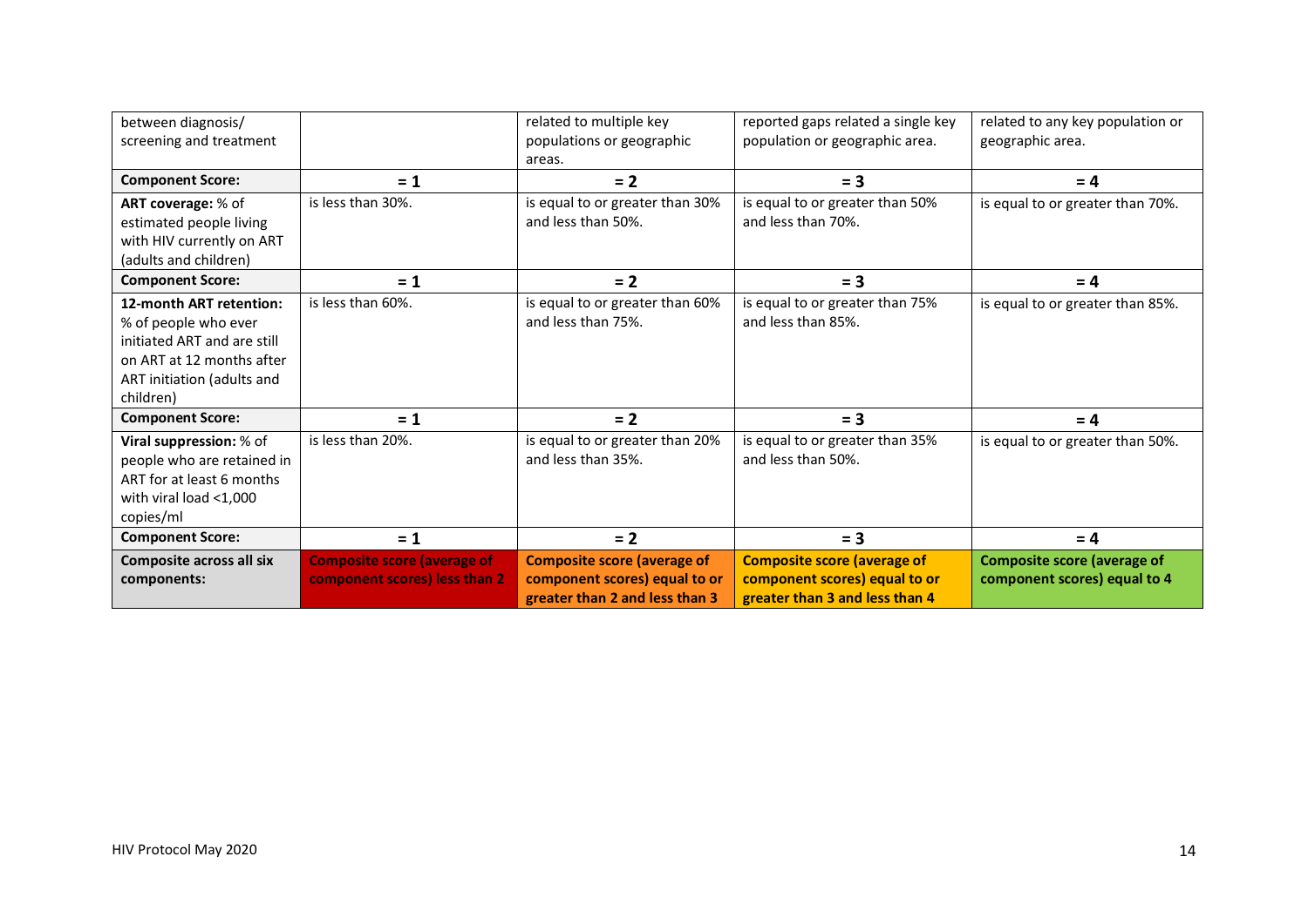| | | | | |
|---|---|---|---|---|
| between diagnosis/ screening and treatment | | related to multiple key populations or geographic areas. | reported gaps related a single key population or geographic area. | related to any key population or geographic area. |
| **Component Score:** | **= 1** | **= 2** | **= 3** | **= 4** |
| **ART coverage:** % of estimated people living with HIV currently on ART (adults and children) | is less than 30%. | is equal to or greater than 30% and less than 50%. | is equal to or greater than 50% and less than 70%. | is equal to or greater than 70%. |
| **Component Score:** | **= 1** | **= 2** | **= 3** | **= 4** |
| **12-month ART retention:** % of people who ever initiated ART and are still on ART at 12 months after ART initiation (adults and children) | is less than 60%. | is equal to or greater than 60% and less than 75%. | is equal to or greater than 75% and less than 85%. | is equal to or greater than 85%. |
| **Component Score:** | **= 1** | **= 2** | **= 3** | **= 4** |
| **Viral suppression:** % of people who are retained in ART for at least 6 months with viral load <1,000 copies/ml | is less than 20%. | is equal to or greater than 20% and less than 35%. | is equal to or greater than 35% and less than 50%. | is equal to or greater than 50%. |
| **Component Score:** | **= 1** | **= 2** | **= 3** | **= 4** |
| **Composite across all six components:** | **Composite score (average of component scores) less than 2** | **Composite score (average of component scores) equal to or greater than 2 and less than 3** | **Composite score (average of component scores) equal to or greater than 3 and less than 4** | **Composite score (average of component scores) equal to 4** |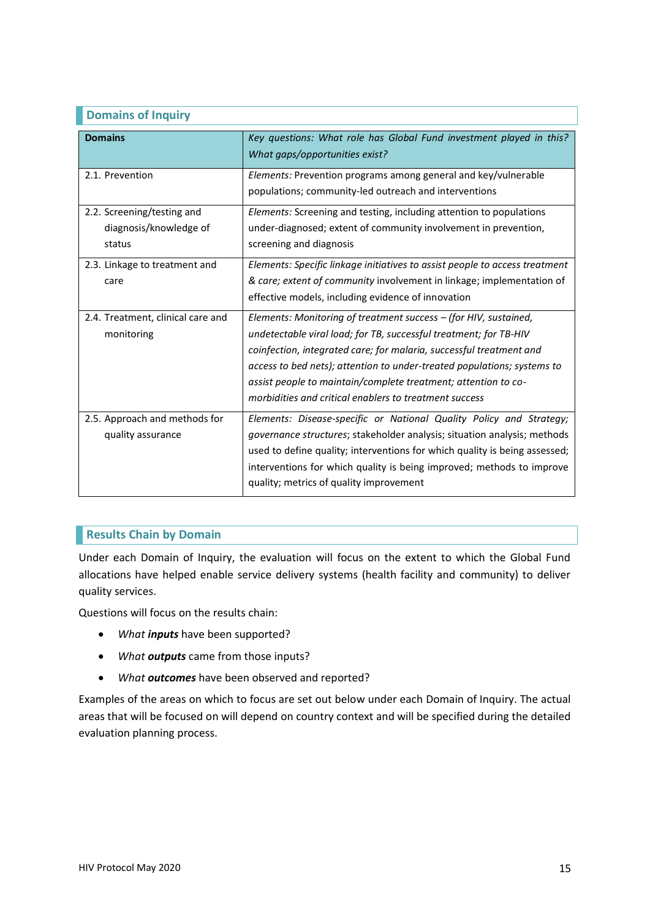## Domains of Inquiry

| **Domains** | *Key questions: What role has Global Fund investment played in this? What gaps/opportunities exist?* |
|---|---|
| 2.1. Prevention | *Elements:* Prevention programs among general and key/vulnerable populations; community-led outreach and interventions |
| 2.2. Screening/testing and diagnosis/knowledge of status | *Elements:* Screening and testing, including attention to populations under-diagnosed; extent of community involvement in prevention, screening and diagnosis |
| 2.3. Linkage to treatment and care | *Elements: Specific linkage initiatives to assist people to access treatment & care; extent of community* involvement in linkage; implementation of effective models, including evidence of innovation |
| 2.4. Treatment, clinical care and monitoring | *Elements: Monitoring of treatment success – (for HIV, sustained, undetectable viral load; for TB, successful treatment; for TB-HIV coinfection, integrated care; for malaria, successful treatment and access to bed nets); attention to under-treated populations; systems to assist people to maintain/complete treatment; attention to co-morbidities and critical enablers to treatment success* |
| 2.5. Approach and methods for quality assurance | *Elements: Disease-specific or National Quality Policy and Strategy; governance structures*; stakeholder analysis; situation analysis; methods used to define quality; interventions for which quality is being assessed; interventions for which quality is being improved; methods to improve quality; metrics of quality improvement |

## Results Chain by Domain

Under each Domain of Inquiry, the evaluation will focus on the extent to which the Global Fund allocations have helped enable service delivery systems (health facility and community) to deliver quality services.

Questions will focus on the results chain:

- *What **inputs*** have been supported?
- *What **outputs*** came from those inputs?
- *What **outcomes*** have been observed and reported?

Examples of the areas on which to focus are set out below under each Domain of Inquiry. The actual areas that will be focused on will depend on country context and will be specified during the detailed evaluation planning process.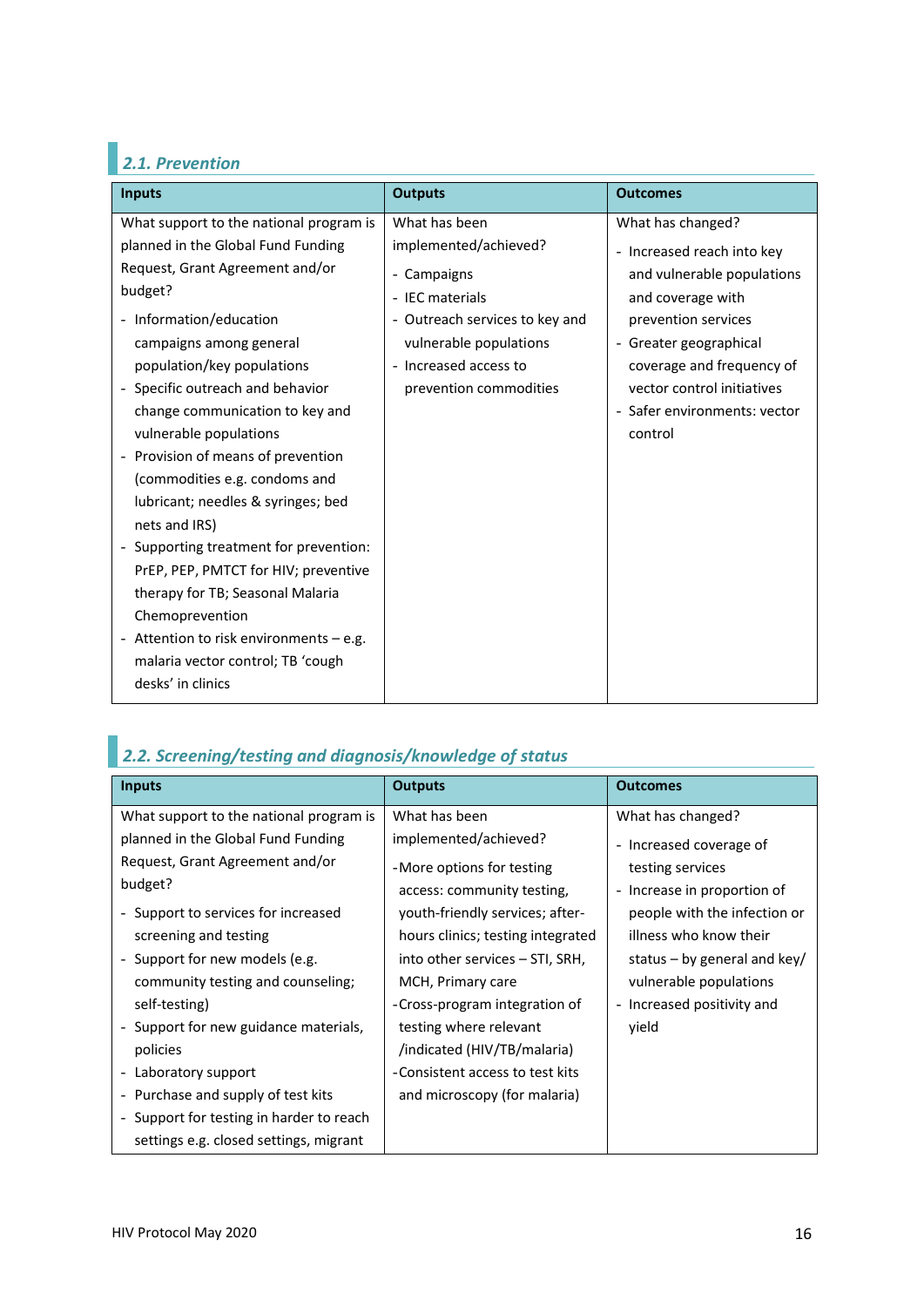### *2.1. Prevention*

| Inputs | Outputs | Outcomes |
|---|---|---|
| What support to the national program is planned in the Global Fund Funding Request, Grant Agreement and/or budget?<br>- Information/education campaigns among general population/key populations<br>- Specific outreach and behavior change communication to key and vulnerable populations<br>- Provision of means of prevention (commodities e.g. condoms and lubricant; needles & syringes; bed nets and IRS)<br>- Supporting treatment for prevention: PrEP, PEP, PMTCT for HIV; preventive therapy for TB; Seasonal Malaria Chemoprevention<br>- Attention to risk environments – e.g. malaria vector control; TB 'cough desks' in clinics | What has been implemented/achieved?<br>- Campaigns<br>- IEC materials<br>- Outreach services to key and vulnerable populations<br>- Increased access to prevention commodities | What has changed?<br>- Increased reach into key and vulnerable populations and coverage with prevention services<br>- Greater geographical coverage and frequency of vector control initiatives<br>- Safer environments: vector control |

### *2.2. Screening/testing and diagnosis/knowledge of status*

| Inputs | Outputs | Outcomes |
|---|---|---|
| What support to the national program is planned in the Global Fund Funding Request, Grant Agreement and/or budget?<br>- Support to services for increased screening and testing<br>- Support for new models (e.g. community testing and counseling; self-testing)<br>- Support for new guidance materials, policies<br>- Laboratory support<br>- Purchase and supply of test kits<br>- Support for testing in harder to reach settings e.g. closed settings, migrant | What has been implemented/achieved?<br>- More options for testing access: community testing, youth-friendly services; after-hours clinics; testing integrated into other services – STI, SRH, MCH, Primary care<br>- Cross-program integration of testing where relevant /indicated (HIV/TB/malaria)<br>- Consistent access to test kits and microscopy (for malaria) | What has changed?<br>- Increased coverage of testing services<br>- Increase in proportion of people with the infection or illness who know their status – by general and key/ vulnerable populations<br>- Increased positivity and yield |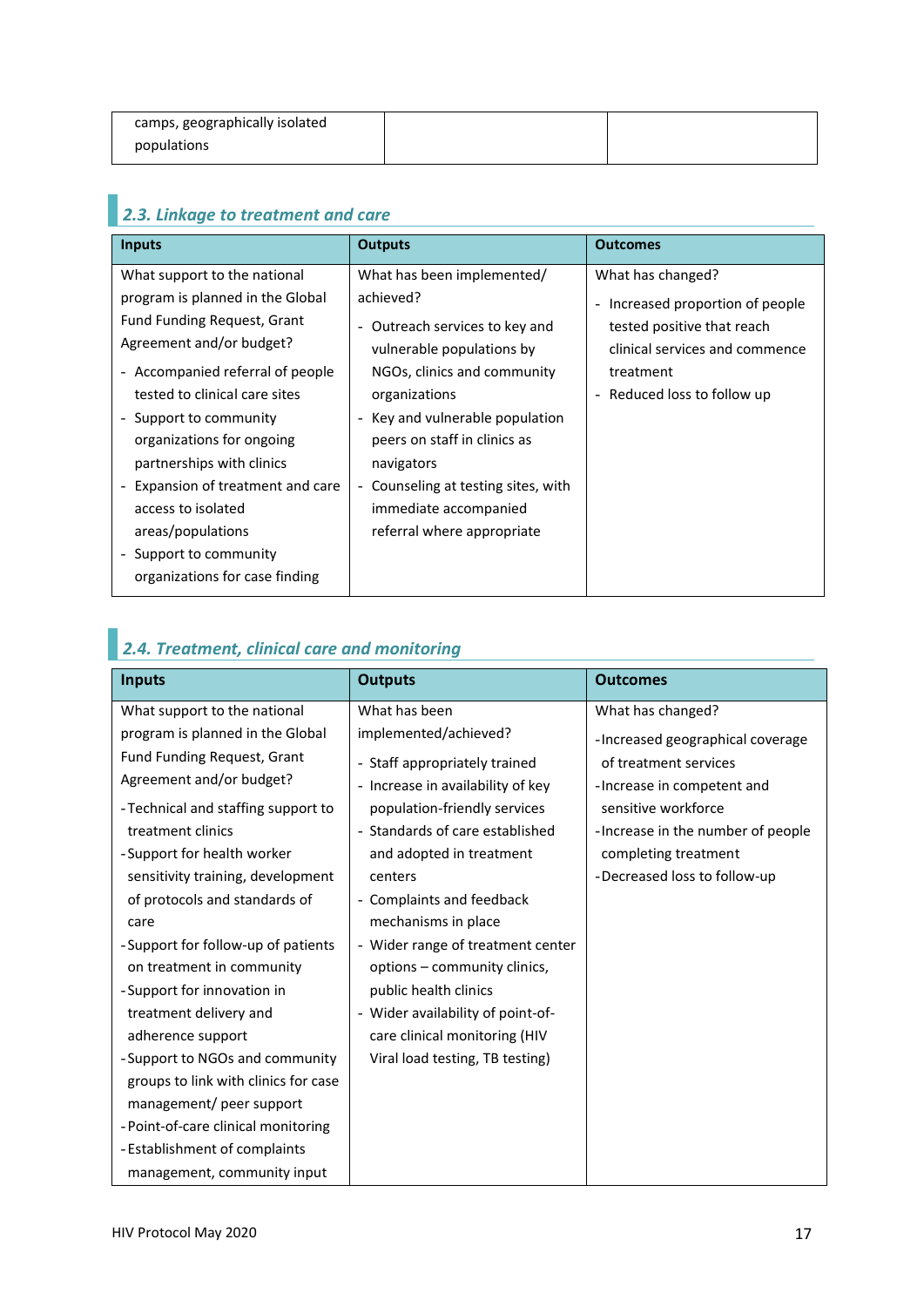| | | |
|---|---|---|
| camps, geographically isolated populations | | |

## 2.3. Linkage to treatment and care

| Inputs | Outputs | Outcomes |
|---|---|---|
| What support to the national program is planned in the Global Fund Funding Request, Grant Agreement and/or budget?<br>- Accompanied referral of people tested to clinical care sites<br>- Support to community organizations for ongoing partnerships with clinics<br>- Expansion of treatment and care access to isolated areas/populations<br>- Support to community organizations for case finding | What has been implemented/ achieved?<br>- Outreach services to key and vulnerable populations by NGOs, clinics and community organizations<br>- Key and vulnerable population peers on staff in clinics as navigators<br>- Counseling at testing sites, with immediate accompanied referral where appropriate | What has changed?<br>- Increased proportion of people tested positive that reach clinical services and commence treatment<br>- Reduced loss to follow up |

## 2.4. Treatment, clinical care and monitoring

| Inputs | Outputs | Outcomes |
|---|---|---|
| What support to the national program is planned in the Global Fund Funding Request, Grant Agreement and/or budget?<br>- Technical and staffing support to treatment clinics<br>- Support for health worker sensitivity training, development of protocols and standards of care<br>- Support for follow-up of patients on treatment in community<br>- Support for innovation in treatment delivery and adherence support<br>- Support to NGOs and community groups to link with clinics for case management/ peer support<br>- Point-of-care clinical monitoring<br>- Establishment of complaints management, community input | What has been implemented/achieved?<br>- Staff appropriately trained<br>- Increase in availability of key population-friendly services<br>- Standards of care established and adopted in treatment centers<br>- Complaints and feedback mechanisms in place<br>- Wider range of treatment center options – community clinics, public health clinics<br>- Wider availability of point-of-care clinical monitoring (HIV Viral load testing, TB testing) | What has changed?<br>- Increased geographical coverage of treatment services<br>- Increase in competent and sensitive workforce<br>- Increase in the number of people completing treatment<br>- Decreased loss to follow-up |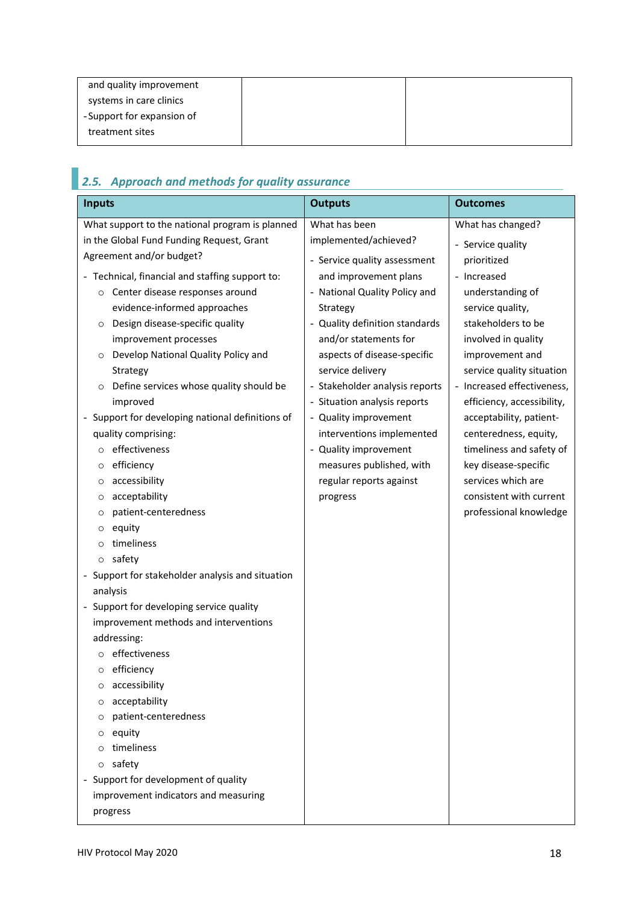| and quality improvement systems in care clinics<br>- Support for expansion of treatment sites | | |
|---|---|---|

## 2.5. Approach and methods for quality assurance

| Inputs | Outputs | Outcomes |
|---|---|---|
| What support to the national program is planned in the Global Fund Funding Request, Grant Agreement and/or budget?<br>- Technical, financial and staffing support to:<br>  ○ Center disease responses around evidence-informed approaches<br>  ○ Design disease-specific quality improvement processes<br>  ○ Develop National Quality Policy and Strategy<br>  ○ Define services whose quality should be improved<br>- Support for developing national definitions of quality comprising:<br>  ○ effectiveness<br>  ○ efficiency<br>  ○ accessibility<br>  ○ acceptability<br>  ○ patient-centeredness<br>  ○ equity<br>  ○ timeliness<br>  ○ safety<br>- Support for stakeholder analysis and situation analysis<br>- Support for developing service quality improvement methods and interventions addressing:<br>  ○ effectiveness<br>  ○ efficiency<br>  ○ accessibility<br>  ○ acceptability<br>  ○ patient-centeredness<br>  ○ equity<br>  ○ timeliness<br>  ○ safety<br>- Support for development of quality improvement indicators and measuring progress | What has been implemented/achieved?<br>- Service quality assessment and improvement plans<br>- National Quality Policy and Strategy<br>- Quality definition standards and/or statements for aspects of disease-specific service delivery<br>- Stakeholder analysis reports<br>- Situation analysis reports<br>- Quality improvement interventions implemented<br>- Quality improvement measures published, with regular reports against progress | What has changed?<br>- Service quality prioritized<br>- Increased understanding of service quality, stakeholders to be involved in quality improvement and service quality situation<br>- Increased effectiveness, efficiency, accessibility, acceptability, patient-centeredness, equity, timeliness and safety of key disease-specific services which are consistent with current professional knowledge |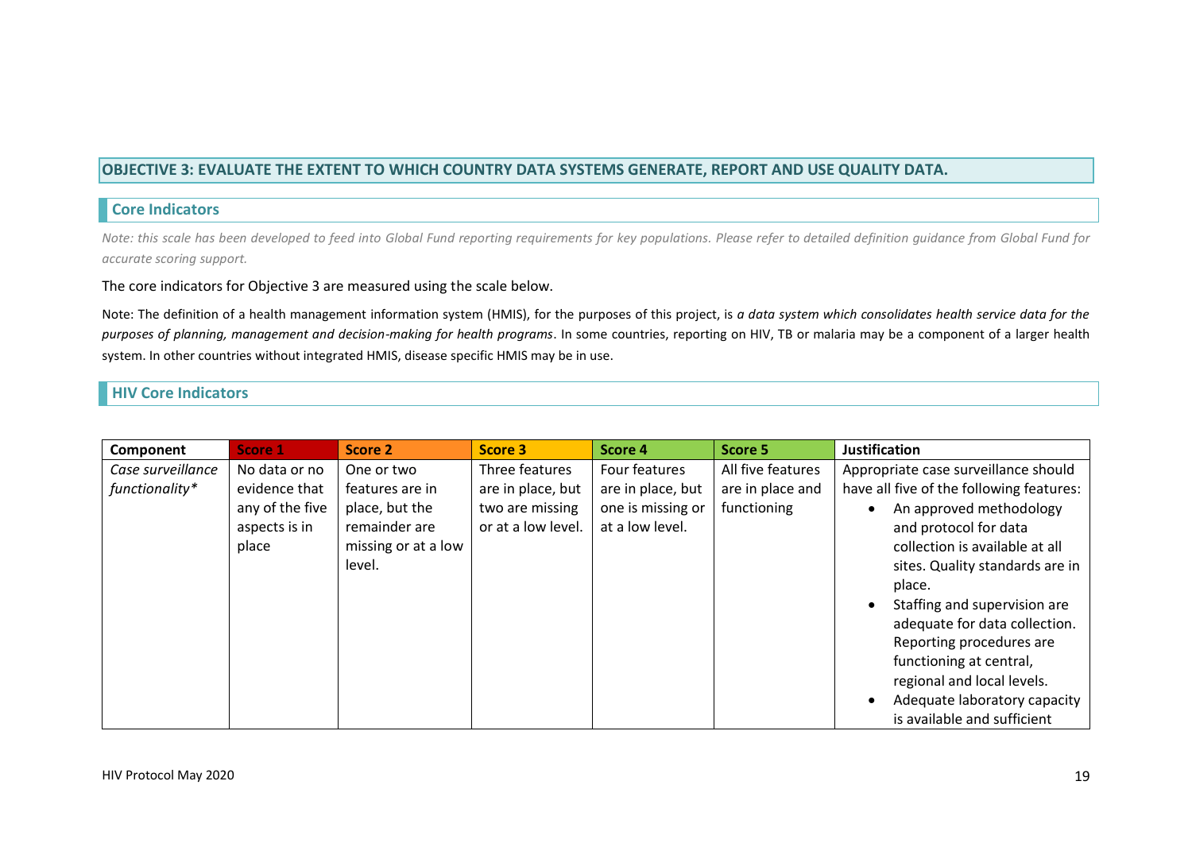## OBJECTIVE 3: EVALUATE THE EXTENT TO WHICH COUNTRY DATA SYSTEMS GENERATE, REPORT AND USE QUALITY DATA.

### Core Indicators

*Note: this scale has been developed to feed into Global Fund reporting requirements for key populations. Please refer to detailed definition guidance from Global Fund for accurate scoring support.*

The core indicators for Objective 3 are measured using the scale below.

Note: The definition of a health management information system (HMIS), for the purposes of this project, is *a data system which consolidates health service data for the purposes of planning, management and decision-making for health programs*. In some countries, reporting on HIV, TB or malaria may be a component of a larger health system. In other countries without integrated HMIS, disease specific HMIS may be in use.

### HIV Core Indicators

| Component | Score 1 | Score 2 | Score 3 | Score 4 | Score 5 | Justification |
|---|---|---|---|---|---|---|
| *Case surveillance functionality** | No data or no evidence that any of the five aspects is in place | One or two features are in place, but the remainder are missing or at a low level. | Three features are in place, but two are missing or at a low level. | Four features are in place, but one is missing or at a low level. | All five features are in place and functioning | Appropriate case surveillance should have all five of the following features:<br>• An approved methodology and protocol for data collection is available at all sites. Quality standards are in place.<br>• Staffing and supervision are adequate for data collection. Reporting procedures are functioning at central, regional and local levels.<br>• Adequate laboratory capacity is available and sufficient |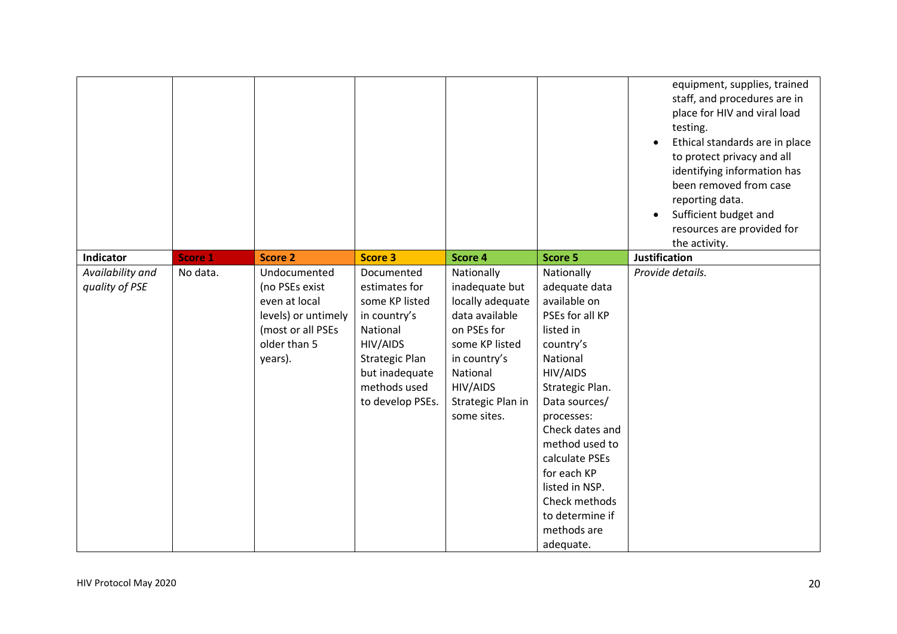| | | | | | | |
|---|---|---|---|---|---|---|
| | | | | | | equipment, supplies, trained staff, and procedures are in place for HIV and viral load testing.<br>• Ethical standards are in place to protect privacy and all identifying information has been removed from case reporting data.<br>• Sufficient budget and resources are provided for the activity. |
| **Indicator** | **Score 1** | **Score 2** | **Score 3** | **Score 4** | **Score 5** | **Justification** |
| *Availability and quality of PSE* | No data. | Undocumented (no PSEs exist even at local levels) or untimely (most or all PSEs older than 5 years). | Documented estimates for some KP listed in country's National HIV/AIDS Strategic Plan but inadequate methods used to develop PSEs. | Nationally inadequate but locally adequate data available on PSEs for some KP listed in country's National HIV/AIDS Strategic Plan in some sites. | Nationally adequate data available on PSEs for all KP listed in country's National HIV/AIDS Strategic Plan. Data sources/ processes: Check dates and method used to calculate PSEs for each KP listed in NSP. Check methods to determine if methods are adequate. | *Provide details.* |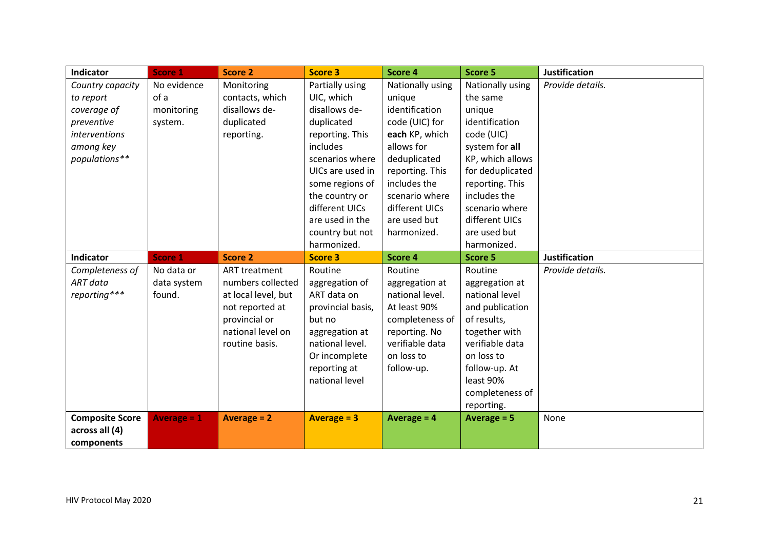| Indicator | Score 1 | Score 2 | Score 3 | Score 4 | Score 5 | Justification |
|---|---|---|---|---|---|---|
| *Country capacity to report coverage of preventive interventions among key populations*** | No evidence of a monitoring system. | Monitoring contacts, which disallows de-duplicated reporting. | Partially using UIC, which disallows de-duplicated reporting. This includes scenarios where UICs are used in some regions of the country or different UICs are used in the country but not harmonized. | Nationally using unique identification code (UIC) for **each** KP, which allows for deduplicated reporting. This includes the scenario where different UICs are used but harmonized. | Nationally using the same unique identification code (UIC) system for **all** KP, which allows for deduplicated reporting. This includes the scenario where different UICs are used but harmonized. | *Provide details.* |
| **Indicator** | **Score 1** | **Score 2** | **Score 3** | **Score 4** | **Score 5** | **Justification** |
| *Completeness of ART data reporting**** | No data or data system found. | ART treatment numbers collected at local level, but not reported at provincial or national level on routine basis. | Routine aggregation of ART data on provincial basis, but no aggregation at national level. Or incomplete reporting at national level | Routine aggregation at national level. At least 90% completeness of reporting. No verifiable data on loss to follow-up. | Routine aggregation at national level and publication of results, together with verifiable data on loss to follow-up. At least 90% completeness of reporting. | *Provide details.* |
| **Composite Score across all (4) components** | **Average = 1** | **Average = 2** | **Average = 3** | **Average = 4** | **Average = 5** | None |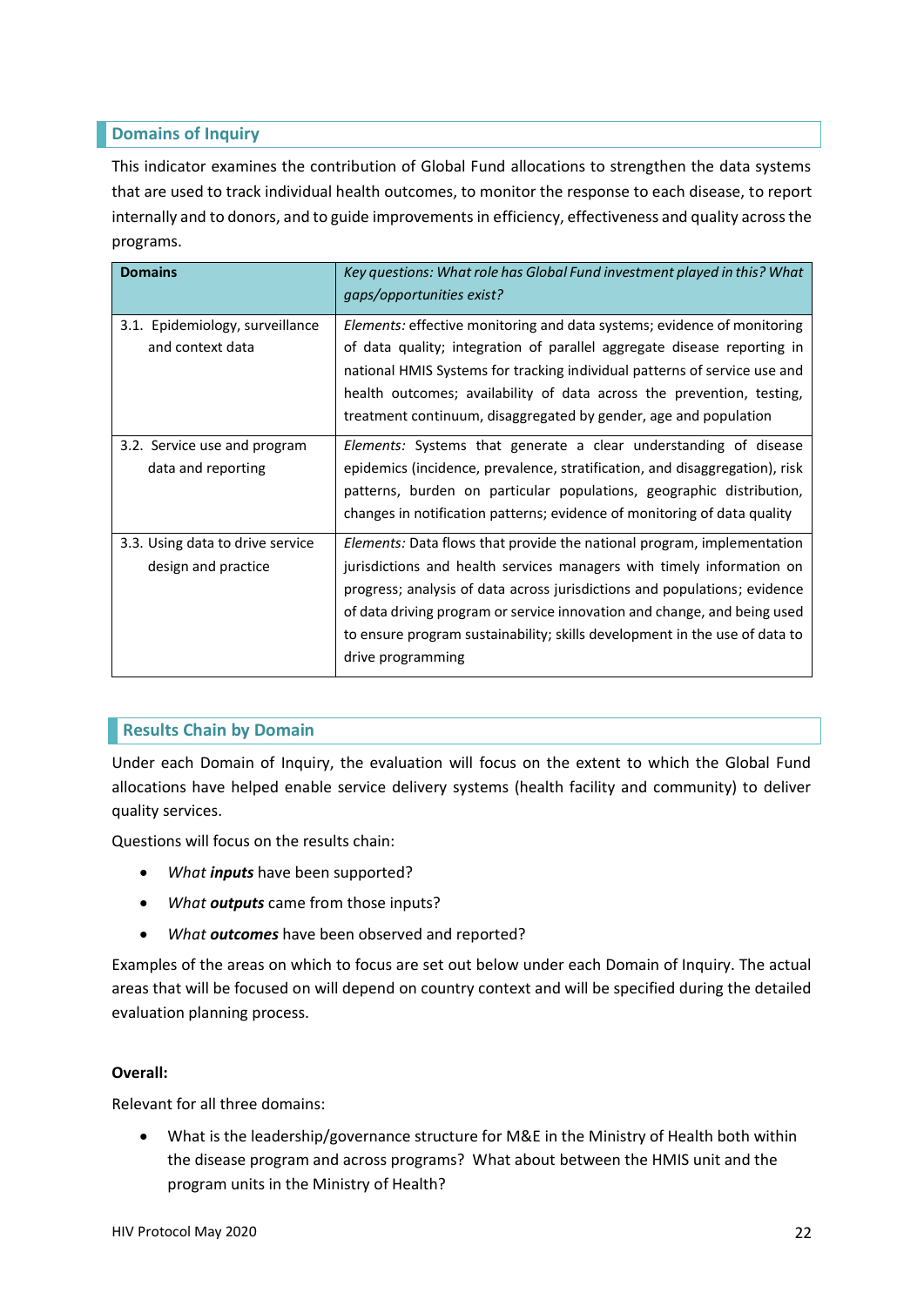## Domains of Inquiry

This indicator examines the contribution of Global Fund allocations to strengthen the data systems that are used to track individual health outcomes, to monitor the response to each disease, to report internally and to donors, and to guide improvements in efficiency, effectiveness and quality across the programs.

| Domains | *Key questions: What role has Global Fund investment played in this? What gaps/opportunities exist?* |
|---|---|
| 3.1. Epidemiology, surveillance and context data | *Elements:* effective monitoring and data systems; evidence of monitoring of data quality; integration of parallel aggregate disease reporting in national HMIS Systems for tracking individual patterns of service use and health outcomes; availability of data across the prevention, testing, treatment continuum, disaggregated by gender, age and population |
| 3.2. Service use and program data and reporting | *Elements:* Systems that generate a clear understanding of disease epidemics (incidence, prevalence, stratification, and disaggregation), risk patterns, burden on particular populations, geographic distribution, changes in notification patterns; evidence of monitoring of data quality |
| 3.3. Using data to drive service design and practice | *Elements:* Data flows that provide the national program, implementation jurisdictions and health services managers with timely information on progress; analysis of data across jurisdictions and populations; evidence of data driving program or service innovation and change, and being used to ensure program sustainability; skills development in the use of data to drive programming |

## Results Chain by Domain

Under each Domain of Inquiry, the evaluation will focus on the extent to which the Global Fund allocations have helped enable service delivery systems (health facility and community) to deliver quality services.

Questions will focus on the results chain:

- *What **inputs*** have been supported?
- *What **outputs*** came from those inputs?
- *What **outcomes*** have been observed and reported?

Examples of the areas on which to focus are set out below under each Domain of Inquiry. The actual areas that will be focused on will depend on country context and will be specified during the detailed evaluation planning process.

**Overall:**

Relevant for all three domains:

- What is the leadership/governance structure for M&E in the Ministry of Health both within the disease program and across programs? What about between the HMIS unit and the program units in the Ministry of Health?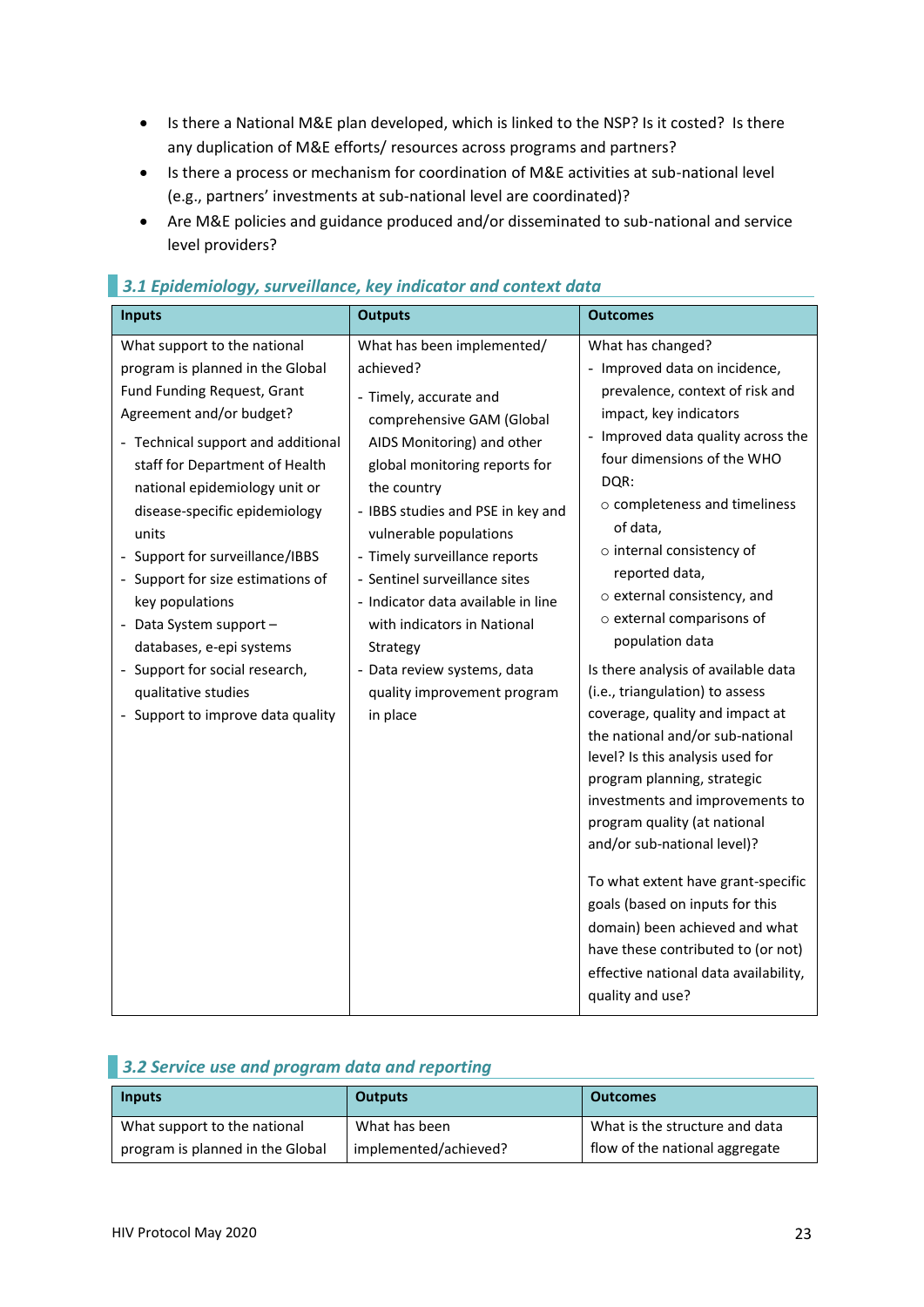- Is there a National M&E plan developed, which is linked to the NSP? Is it costed? Is there any duplication of M&E efforts/ resources across programs and partners?
- Is there a process or mechanism for coordination of M&E activities at sub-national level (e.g., partners' investments at sub-national level are coordinated)?
- Are M&E policies and guidance produced and/or disseminated to sub-national and service level providers?

### *3.1 Epidemiology, surveillance, key indicator and context data*

| Inputs | Outputs | Outcomes |
|---|---|---|
| What support to the national program is planned in the Global Fund Funding Request, Grant Agreement and/or budget?<br>- Technical support and additional staff for Department of Health national epidemiology unit or disease-specific epidemiology units<br>- Support for surveillance/IBBS<br>- Support for size estimations of key populations<br>- Data System support – databases, e-epi systems<br>- Support for social research, qualitative studies<br>- Support to improve data quality | What has been implemented/ achieved?<br>- Timely, accurate and comprehensive GAM (Global AIDS Monitoring) and other global monitoring reports for the country<br>- IBBS studies and PSE in key and vulnerable populations<br>- Timely surveillance reports<br>- Sentinel surveillance sites<br>- Indicator data available in line with indicators in National Strategy<br>- Data review systems, data quality improvement program in place | What has changed?<br>- Improved data on incidence, prevalence, context of risk and impact, key indicators<br>- Improved data quality across the four dimensions of the WHO DQR:<br>○ completeness and timeliness of data,<br>○ internal consistency of reported data,<br>○ external consistency, and<br>○ external comparisons of population data<br><br>Is there analysis of available data (i.e., triangulation) to assess coverage, quality and impact at the national and/or sub-national level? Is this analysis used for program planning, strategic investments and improvements to program quality (at national and/or sub-national level)?<br><br>To what extent have grant-specific goals (based on inputs for this domain) been achieved and what have these contributed to (or not) effective national data availability, quality and use? |

### *3.2 Service use and program data and reporting*

| Inputs | Outputs | Outcomes |
|---|---|---|
| What support to the national program is planned in the Global | What has been implemented/achieved? | What is the structure and data flow of the national aggregate |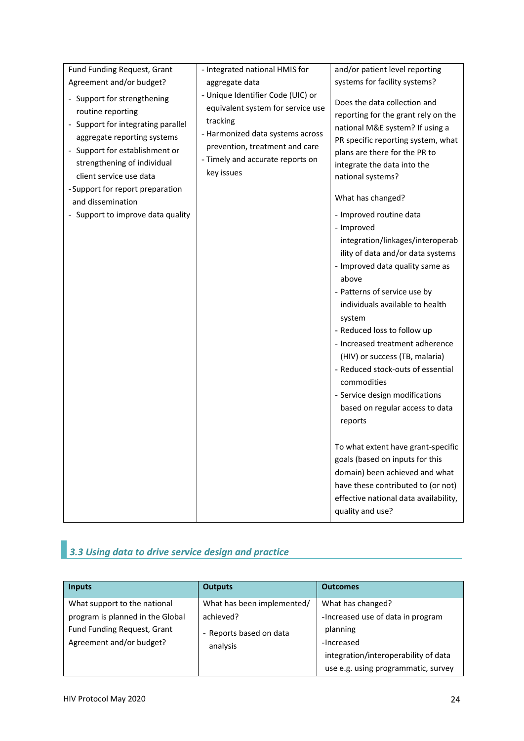| | | |
|---|---|---|
| Fund Funding Request, Grant Agreement and/or budget?<br>- Support for strengthening routine reporting<br>- Support for integrating parallel aggregate reporting systems<br>- Support for establishment or strengthening of individual client service use data<br>- Support for report preparation and dissemination<br>- Support to improve data quality | - Integrated national HMIS for aggregate data<br>- Unique Identifier Code (UIC) or equivalent system for service use tracking<br>- Harmonized data systems across prevention, treatment and care<br>- Timely and accurate reports on key issues | and/or patient level reporting systems for facility systems?<br><br>Does the data collection and reporting for the grant rely on the national M&E system? If using a PR specific reporting system, what plans are there for the PR to integrate the data into the national systems?<br><br>What has changed?<br>- Improved routine data<br>- Improved integration/linkages/interoperability of data and/or data systems<br>- Improved data quality same as above<br>- Patterns of service use by individuals available to health system<br>- Reduced loss to follow up<br>- Increased treatment adherence (HIV) or success (TB, malaria)<br>- Reduced stock-outs of essential commodities<br>- Service design modifications based on regular access to data reports<br><br>To what extent have grant-specific goals (based on inputs for this domain) been achieved and what have these contributed to (or not) effective national data availability, quality and use? |

### 3.3 Using data to drive service design and practice

| Inputs | Outputs | Outcomes |
|---|---|---|
| What support to the national program is planned in the Global Fund Funding Request, Grant Agreement and/or budget? | What has been implemented/ achieved?<br>- Reports based on data analysis | What has changed?<br>-Increased use of data in program planning<br>-Increased integration/interoperability of data use e.g. using programmatic, survey |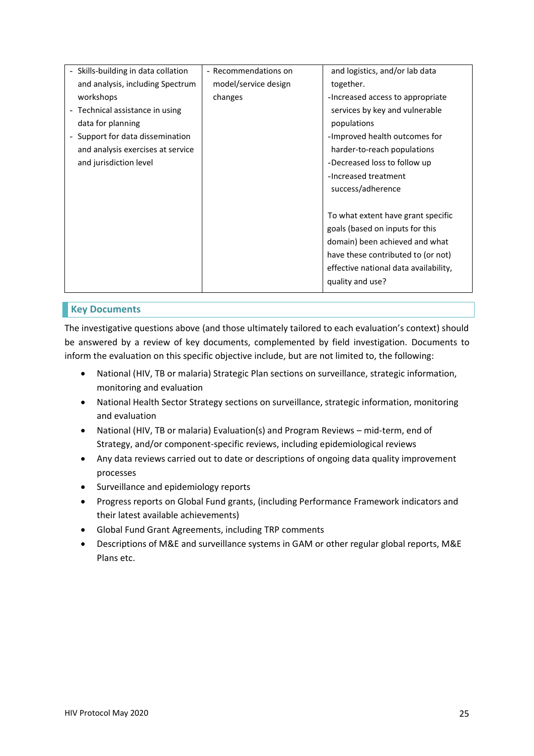| | | |
|---|---|---|
| - Skills-building in data collation and analysis, including Spectrum workshops<br>- Technical assistance in using data for planning<br>- Support for data dissemination and analysis exercises at service and jurisdiction level | - Recommendations on model/service design changes | and logistics, and/or lab data together.<br>-Increased access to appropriate services by key and vulnerable populations<br>-Improved health outcomes for harder-to-reach populations<br>-Decreased loss to follow up<br>-Increased treatment success/adherence<br><br>To what extent have grant specific goals (based on inputs for this domain) been achieved and what have these contributed to (or not) effective national data availability, quality and use? |

## Key Documents

The investigative questions above (and those ultimately tailored to each evaluation's context) should be answered by a review of key documents, complemented by field investigation. Documents to inform the evaluation on this specific objective include, but are not limited to, the following:

- National (HIV, TB or malaria) Strategic Plan sections on surveillance, strategic information, monitoring and evaluation
- National Health Sector Strategy sections on surveillance, strategic information, monitoring and evaluation
- National (HIV, TB or malaria) Evaluation(s) and Program Reviews – mid-term, end of Strategy, and/or component-specific reviews, including epidemiological reviews
- Any data reviews carried out to date or descriptions of ongoing data quality improvement processes
- Surveillance and epidemiology reports
- Progress reports on Global Fund grants, (including Performance Framework indicators and their latest available achievements)
- Global Fund Grant Agreements, including TRP comments
- Descriptions of M&E and surveillance systems in GAM or other regular global reports, M&E Plans etc.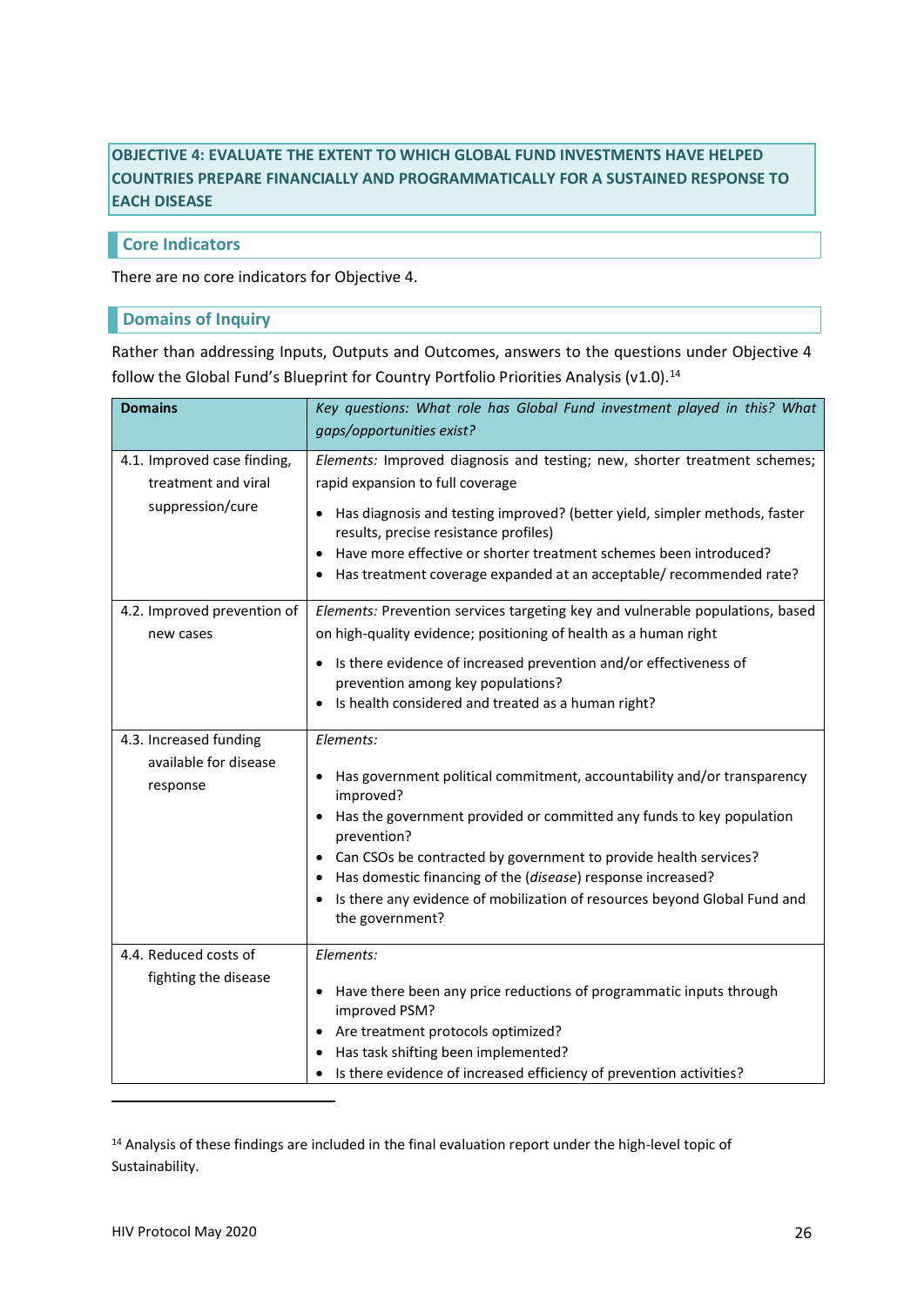## OBJECTIVE 4: EVALUATE THE EXTENT TO WHICH GLOBAL FUND INVESTMENTS HAVE HELPED COUNTRIES PREPARE FINANCIALLY AND PROGRAMMATICALLY FOR A SUSTAINED RESPONSE TO EACH DISEASE

### Core Indicators

There are no core indicators for Objective 4.

### Domains of Inquiry

Rather than addressing Inputs, Outputs and Outcomes, answers to the questions under Objective 4 follow the Global Fund's Blueprint for Country Portfolio Priorities Analysis (v1.0).[14]

| **Domains** | *Key questions: What role has Global Fund investment played in this? What gaps/opportunities exist?* |
|---|---|
| 4.1. Improved case finding, treatment and viral suppression/cure | *Elements:* Improved diagnosis and testing; new, shorter treatment schemes; rapid expansion to full coverage<br>• Has diagnosis and testing improved? (better yield, simpler methods, faster results, precise resistance profiles)<br>• Have more effective or shorter treatment schemes been introduced?<br>• Has treatment coverage expanded at an acceptable/ recommended rate? |
| 4.2. Improved prevention of new cases | *Elements:* Prevention services targeting key and vulnerable populations, based on high-quality evidence; positioning of health as a human right<br>• Is there evidence of increased prevention and/or effectiveness of prevention among key populations?<br>• Is health considered and treated as a human right? |
| 4.3. Increased funding available for disease response | *Elements:*<br>• Has government political commitment, accountability and/or transparency improved?<br>• Has the government provided or committed any funds to key population prevention?<br>• Can CSOs be contracted by government to provide health services?<br>• Has domestic financing of the (*disease*) response increased?<br>• Is there any evidence of mobilization of resources beyond Global Fund and the government? |
| 4.4. Reduced costs of fighting the disease | *Elements:*<br>• Have there been any price reductions of programmatic inputs through improved PSM?<br>• Are treatment protocols optimized?<br>• Has task shifting been implemented?<br>• Is there evidence of increased efficiency of prevention activities? |

[14] Analysis of these findings are included in the final evaluation report under the high-level topic of Sustainability.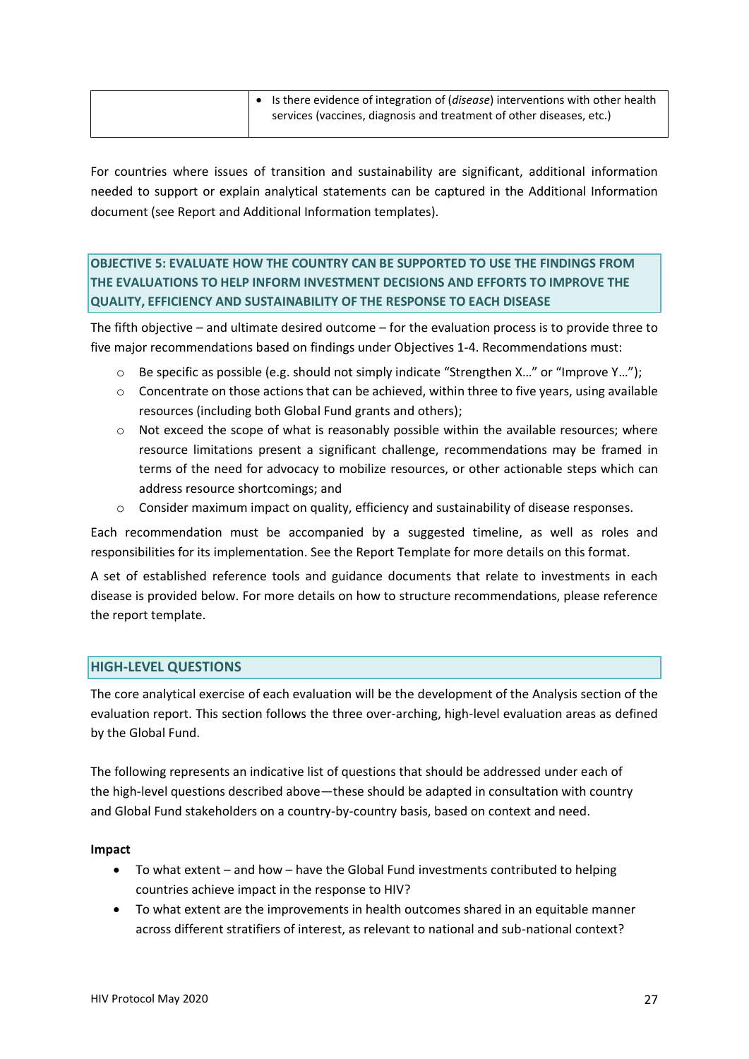| | • Is there evidence of integration of (*disease*) interventions with other health services (vaccines, diagnosis and treatment of other diseases, etc.) |
|---|---|

For countries where issues of transition and sustainability are significant, additional information needed to support or explain analytical statements can be captured in the Additional Information document (see Report and Additional Information templates).

## OBJECTIVE 5: EVALUATE HOW THE COUNTRY CAN BE SUPPORTED TO USE THE FINDINGS FROM THE EVALUATIONS TO HELP INFORM INVESTMENT DECISIONS AND EFFORTS TO IMPROVE THE QUALITY, EFFICIENCY AND SUSTAINABILITY OF THE RESPONSE TO EACH DISEASE

The fifth objective – and ultimate desired outcome – for the evaluation process is to provide three to five major recommendations based on findings under Objectives 1-4. Recommendations must:

- Be specific as possible (e.g. should not simply indicate "Strengthen X…" or "Improve Y…");
- Concentrate on those actions that can be achieved, within three to five years, using available resources (including both Global Fund grants and others);
- Not exceed the scope of what is reasonably possible within the available resources; where resource limitations present a significant challenge, recommendations may be framed in terms of the need for advocacy to mobilize resources, or other actionable steps which can address resource shortcomings; and
- Consider maximum impact on quality, efficiency and sustainability of disease responses.

Each recommendation must be accompanied by a suggested timeline, as well as roles and responsibilities for its implementation. See the Report Template for more details on this format.

A set of established reference tools and guidance documents that relate to investments in each disease is provided below. For more details on how to structure recommendations, please reference the report template.

## HIGH-LEVEL QUESTIONS

The core analytical exercise of each evaluation will be the development of the Analysis section of the evaluation report. This section follows the three over-arching, high-level evaluation areas as defined by the Global Fund.

The following represents an indicative list of questions that should be addressed under each of the high-level questions described above—these should be adapted in consultation with country and Global Fund stakeholders on a country-by-country basis, based on context and need.

**Impact**

- To what extent – and how – have the Global Fund investments contributed to helping countries achieve impact in the response to HIV?
- To what extent are the improvements in health outcomes shared in an equitable manner across different stratifiers of interest, as relevant to national and sub-national context?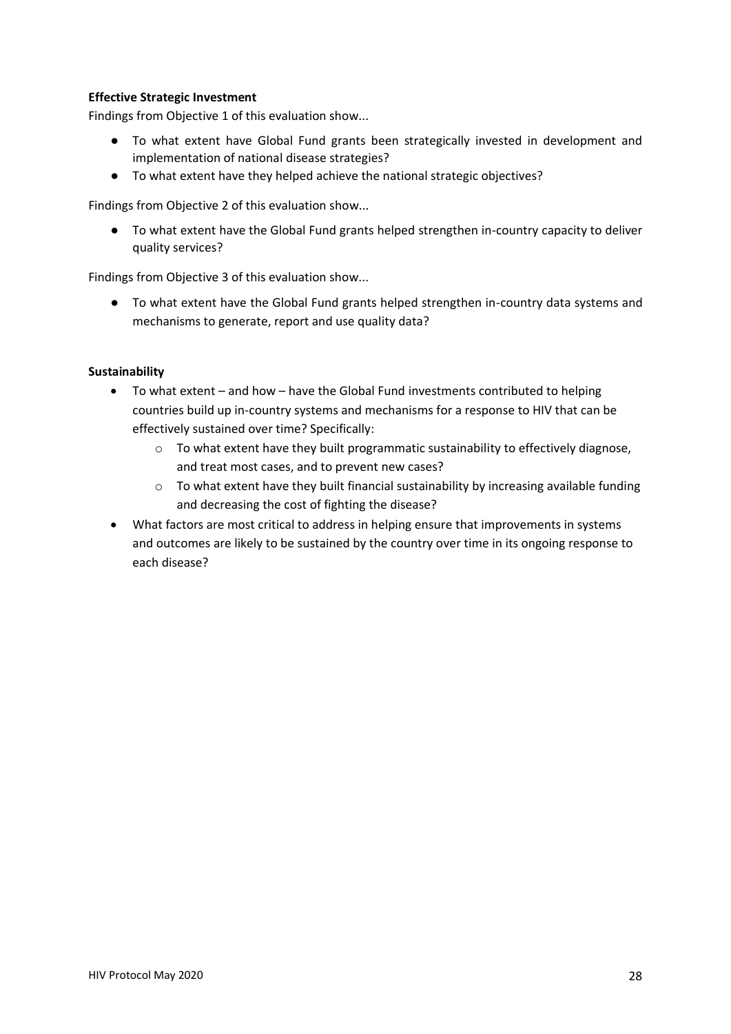**Effective Strategic Investment**

Findings from Objective 1 of this evaluation show...

- To what extent have Global Fund grants been strategically invested in development and implementation of national disease strategies?
- To what extent have they helped achieve the national strategic objectives?

Findings from Objective 2 of this evaluation show...

- To what extent have the Global Fund grants helped strengthen in-country capacity to deliver quality services?

Findings from Objective 3 of this evaluation show...

- To what extent have the Global Fund grants helped strengthen in-country data systems and mechanisms to generate, report and use quality data?

**Sustainability**

- To what extent – and how – have the Global Fund investments contributed to helping countries build up in-country systems and mechanisms for a response to HIV that can be effectively sustained over time? Specifically:
  - To what extent have they built programmatic sustainability to effectively diagnose, and treat most cases, and to prevent new cases?
  - To what extent have they built financial sustainability by increasing available funding and decreasing the cost of fighting the disease?
- What factors are most critical to address in helping ensure that improvements in systems and outcomes are likely to be sustained by the country over time in its ongoing response to each disease?